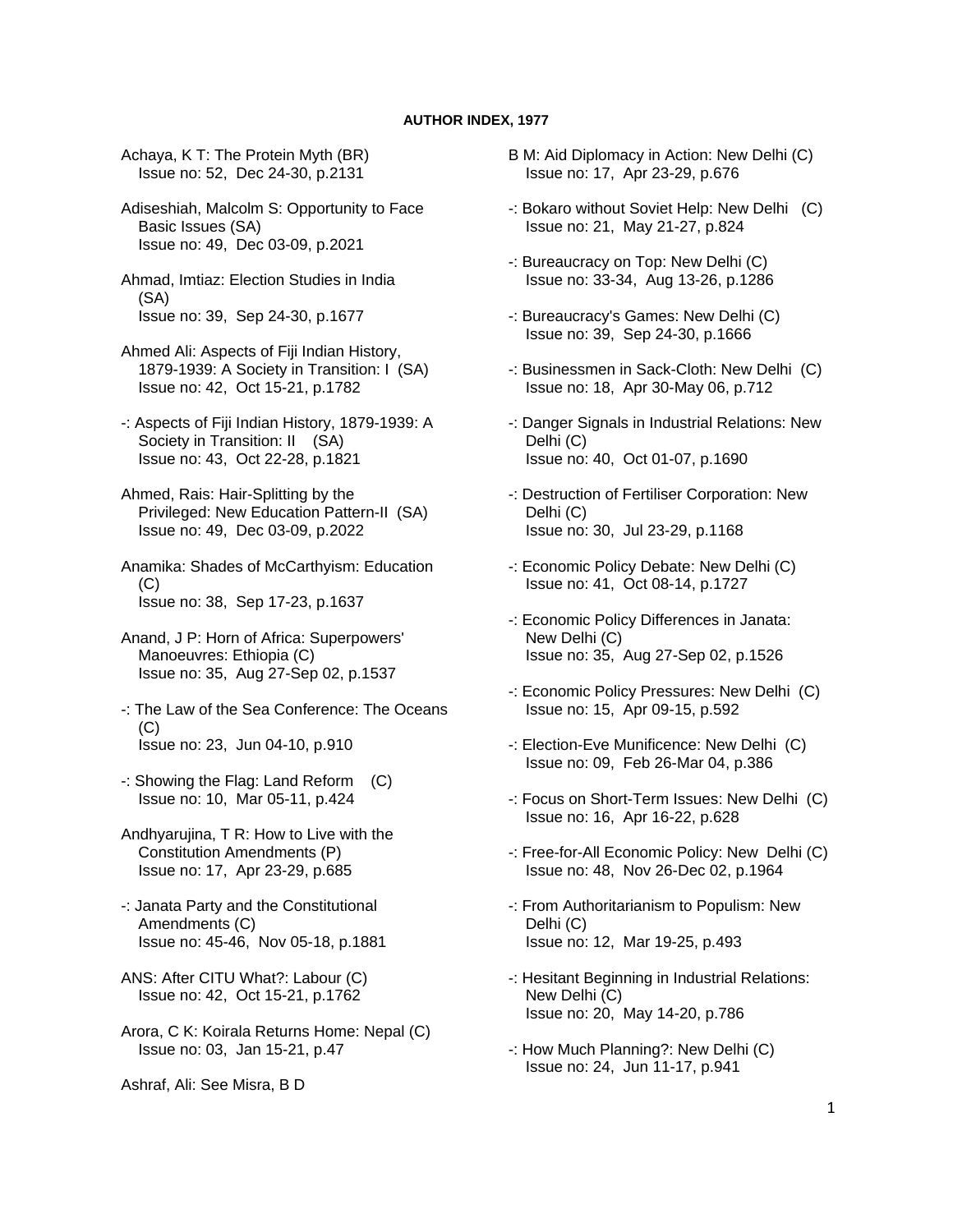**AUTHOR INDEX, 1977**

Achaya, K T: The Protein Myth (BR)
Issue no: 52, Dec 24-30, p.2131

Adiseshiah, Malcolm S: Opportunity to Face Basic Issues (SA)
Issue no: 49, Dec 03-09, p.2021

Ahmad, Imtiaz: Election Studies in India (SA)
Issue no: 39, Sep 24-30, p.1677

Ahmed Ali: Aspects of Fiji Indian History, 1879-1939: A Society in Transition: I (SA)
Issue no: 42, Oct 15-21, p.1782

-: Aspects of Fiji Indian History, 1879-1939: A Society in Transition: II (SA)
Issue no: 43, Oct 22-28, p.1821

Ahmed, Rais: Hair-Splitting by the Privileged: New Education Pattern-II (SA)
Issue no: 49, Dec 03-09, p.2022

Anamika: Shades of McCarthyism: Education (C)
Issue no: 38, Sep 17-23, p.1637

Anand, J P: Horn of Africa: Superpowers' Manoeuvres: Ethiopia (C)
Issue no: 35, Aug 27-Sep 02, p.1537

-: The Law of the Sea Conference: The Oceans (C)
Issue no: 23, Jun 04-10, p.910

-: Showing the Flag: Land Reform (C)
Issue no: 10, Mar 05-11, p.424

Andhyarujina, T R: How to Live with the Constitution Amendments (P)
Issue no: 17, Apr 23-29, p.685

-: Janata Party and the Constitutional Amendments (C)
Issue no: 45-46, Nov 05-18, p.1881

ANS: After CITU What?: Labour (C)
Issue no: 42, Oct 15-21, p.1762

Arora, C K: Koirala Returns Home: Nepal (C)
Issue no: 03, Jan 15-21, p.47

Ashraf, Ali: See Misra, B D

B M: Aid Diplomacy in Action: New Delhi (C)
Issue no: 17, Apr 23-29, p.676

-: Bokaro without Soviet Help: New Delhi (C)
Issue no: 21, May 21-27, p.824

-: Bureaucracy on Top: New Delhi (C)
Issue no: 33-34, Aug 13-26, p.1286

-: Bureaucracy's Games: New Delhi (C)
Issue no: 39, Sep 24-30, p.1666

-: Businessmen in Sack-Cloth: New Delhi (C)
Issue no: 18, Apr 30-May 06, p.712

-: Danger Signals in Industrial Relations: New Delhi (C)
Issue no: 40, Oct 01-07, p.1690

-: Destruction of Fertiliser Corporation: New Delhi (C)
Issue no: 30, Jul 23-29, p.1168

-: Economic Policy Debate: New Delhi (C)
Issue no: 41, Oct 08-14, p.1727

-: Economic Policy Differences in Janata: New Delhi (C)
Issue no: 35, Aug 27-Sep 02, p.1526

-: Economic Policy Pressures: New Delhi (C)
Issue no: 15, Apr 09-15, p.592

-: Election-Eve Munificence: New Delhi (C)
Issue no: 09, Feb 26-Mar 04, p.386

-: Focus on Short-Term Issues: New Delhi (C)
Issue no: 16, Apr 16-22, p.628

-: Free-for-All Economic Policy: New Delhi (C)
Issue no: 48, Nov 26-Dec 02, p.1964

-: From Authoritarianism to Populism: New Delhi (C)
Issue no: 12, Mar 19-25, p.493

-: Hesitant Beginning in Industrial Relations: New Delhi (C)
Issue no: 20, May 14-20, p.786

-: How Much Planning?: New Delhi (C)
Issue no: 24, Jun 11-17, p.941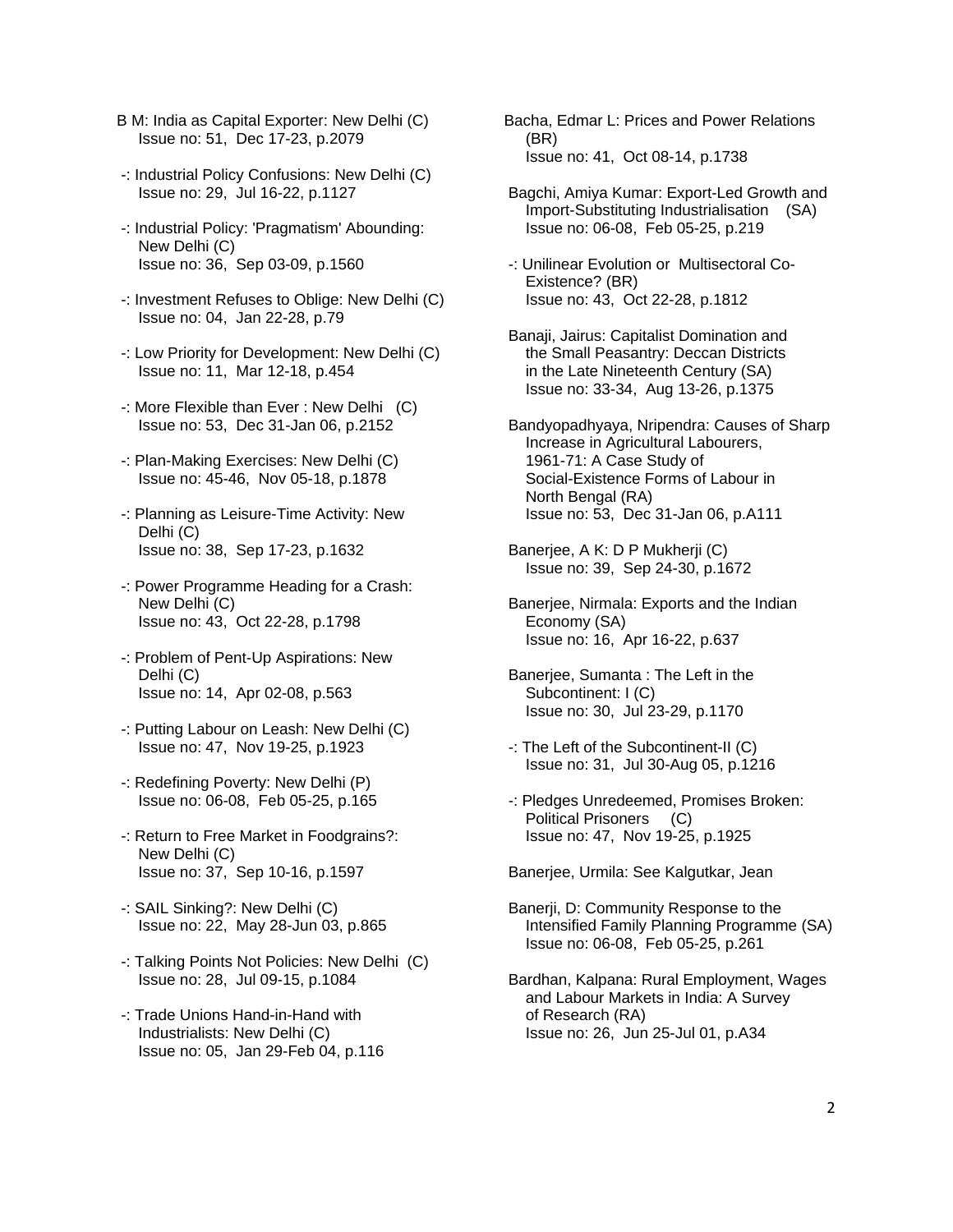B M: India as Capital Exporter: New Delhi (C)
Issue no: 51, Dec 17-23, p.2079

-: Industrial Policy Confusions: New Delhi (C)
Issue no: 29, Jul 16-22, p.1127

-: Industrial Policy: 'Pragmatism' Abounding: New Delhi (C)
Issue no: 36, Sep 03-09, p.1560

-: Investment Refuses to Oblige: New Delhi (C)
Issue no: 04, Jan 22-28, p.79

-: Low Priority for Development: New Delhi (C)
Issue no: 11, Mar 12-18, p.454

-: More Flexible than Ever : New Delhi (C)
Issue no: 53, Dec 31-Jan 06, p.2152

-: Plan-Making Exercises: New Delhi (C)
Issue no: 45-46, Nov 05-18, p.1878

-: Planning as Leisure-Time Activity: New Delhi (C)
Issue no: 38, Sep 17-23, p.1632

-: Power Programme Heading for a Crash: New Delhi (C)
Issue no: 43, Oct 22-28, p.1798

-: Problem of Pent-Up Aspirations: New Delhi (C)
Issue no: 14, Apr 02-08, p.563

-: Putting Labour on Leash: New Delhi (C)
Issue no: 47, Nov 19-25, p.1923

-: Redefining Poverty: New Delhi (P)
Issue no: 06-08, Feb 05-25, p.165

-: Return to Free Market in Foodgrains?: New Delhi (C)
Issue no: 37, Sep 10-16, p.1597

-: SAIL Sinking?: New Delhi (C)
Issue no: 22, May 28-Jun 03, p.865

-: Talking Points Not Policies: New Delhi (C)
Issue no: 28, Jul 09-15, p.1084

-: Trade Unions Hand-in-Hand with Industrialists: New Delhi (C)
Issue no: 05, Jan 29-Feb 04, p.116

Bacha, Edmar L: Prices and Power Relations (BR)
Issue no: 41, Oct 08-14, p.1738

Bagchi, Amiya Kumar: Export-Led Growth and Import-Substituting Industrialisation (SA)
Issue no: 06-08, Feb 05-25, p.219

-: Unilinear Evolution or Multisectoral Co-Existence? (BR)
Issue no: 43, Oct 22-28, p.1812

Banaji, Jairus: Capitalist Domination and the Small Peasantry: Deccan Districts in the Late Nineteenth Century (SA)
Issue no: 33-34, Aug 13-26, p.1375

Bandyopadhyaya, Nripendra: Causes of Sharp Increase in Agricultural Labourers, 1961-71: A Case Study of Social-Existence Forms of Labour in North Bengal (RA)
Issue no: 53, Dec 31-Jan 06, p.A111

Banerjee, A K: D P Mukherji (C)
Issue no: 39, Sep 24-30, p.1672

Banerjee, Nirmala: Exports and the Indian Economy (SA)
Issue no: 16, Apr 16-22, p.637

Banerjee, Sumanta : The Left in the Subcontinent: I (C)
Issue no: 30, Jul 23-29, p.1170

-: The Left of the Subcontinent-II (C)
Issue no: 31, Jul 30-Aug 05, p.1216

-: Pledges Unredeemed, Promises Broken: Political Prisoners (C)
Issue no: 47, Nov 19-25, p.1925

Banerjee, Urmila: See Kalgutkar, Jean

Banerji, D: Community Response to the Intensified Family Planning Programme (SA)
Issue no: 06-08, Feb 05-25, p.261

Bardhan, Kalpana: Rural Employment, Wages and Labour Markets in India: A Survey of Research (RA)
Issue no: 26, Jun 25-Jul 01, p.A34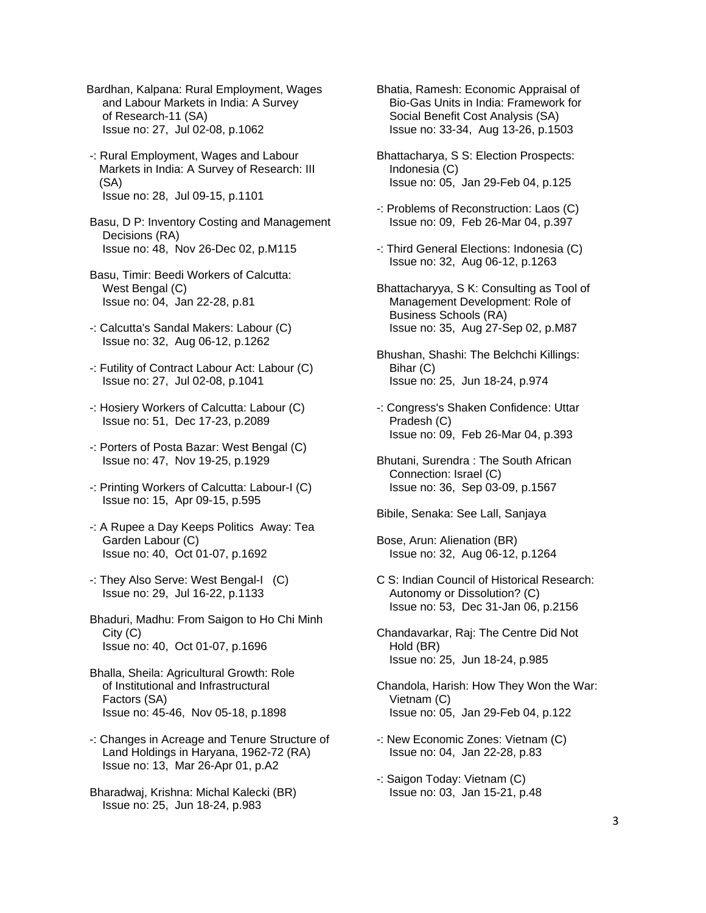Bardhan, Kalpana: Rural Employment, Wages and Labour Markets in India: A Survey of Research-11 (SA)
Issue no: 27, Jul 02-08, p.1062

-: Rural Employment, Wages and Labour Markets in India: A Survey of Research: III (SA)
Issue no: 28, Jul 09-15, p.1101

Basu, D P: Inventory Costing and Management Decisions (RA)
Issue no: 48, Nov 26-Dec 02, p.M115

Basu, Timir: Beedi Workers of Calcutta: West Bengal (C)
Issue no: 04, Jan 22-28, p.81

-: Calcutta's Sandal Makers: Labour (C)
Issue no: 32, Aug 06-12, p.1262

-: Futility of Contract Labour Act: Labour (C)
Issue no: 27, Jul 02-08, p.1041

-: Hosiery Workers of Calcutta: Labour (C)
Issue no: 51, Dec 17-23, p.2089

-: Porters of Posta Bazar: West Bengal (C)
Issue no: 47, Nov 19-25, p.1929

-: Printing Workers of Calcutta: Labour-I (C)
Issue no: 15, Apr 09-15, p.595

-: A Rupee a Day Keeps Politics Away: Tea Garden Labour (C)
Issue no: 40, Oct 01-07, p.1692

-: They Also Serve: West Bengal-I (C)
Issue no: 29, Jul 16-22, p.1133

Bhaduri, Madhu: From Saigon to Ho Chi Minh City (C)
Issue no: 40, Oct 01-07, p.1696

Bhalla, Sheila: Agricultural Growth: Role of Institutional and Infrastructural Factors (SA)
Issue no: 45-46, Nov 05-18, p.1898

-: Changes in Acreage and Tenure Structure of Land Holdings in Haryana, 1962-72 (RA)
Issue no: 13, Mar 26-Apr 01, p.A2

Bharadwaj, Krishna: Michal Kalecki (BR)
Issue no: 25, Jun 18-24, p.983

Bhatia, Ramesh: Economic Appraisal of Bio-Gas Units in India: Framework for Social Benefit Cost Analysis (SA)
Issue no: 33-34, Aug 13-26, p.1503

Bhattacharya, S S: Election Prospects: Indonesia (C)
Issue no: 05, Jan 29-Feb 04, p.125

-: Problems of Reconstruction: Laos (C)
Issue no: 09, Feb 26-Mar 04, p.397

-: Third General Elections: Indonesia (C)
Issue no: 32, Aug 06-12, p.1263

Bhattacharyya, S K: Consulting as Tool of Management Development: Role of Business Schools (RA)
Issue no: 35, Aug 27-Sep 02, p.M87

Bhushan, Shashi: The Belchchi Killings: Bihar (C)
Issue no: 25, Jun 18-24, p.974

-: Congress's Shaken Confidence: Uttar Pradesh (C)
Issue no: 09, Feb 26-Mar 04, p.393

Bhutani, Surendra : The South African Connection: Israel (C)
Issue no: 36, Sep 03-09, p.1567

Bibile, Senaka: See Lall, Sanjaya

Bose, Arun: Alienation (BR)
Issue no: 32, Aug 06-12, p.1264

C S: Indian Council of Historical Research: Autonomy or Dissolution? (C)
Issue no: 53, Dec 31-Jan 06, p.2156

Chandavarkar, Raj: The Centre Did Not Hold (BR)
Issue no: 25, Jun 18-24, p.985

Chandola, Harish: How They Won the War: Vietnam (C)
Issue no: 05, Jan 29-Feb 04, p.122

-: New Economic Zones: Vietnam (C)
Issue no: 04, Jan 22-28, p.83

-: Saigon Today: Vietnam (C)
Issue no: 03, Jan 15-21, p.48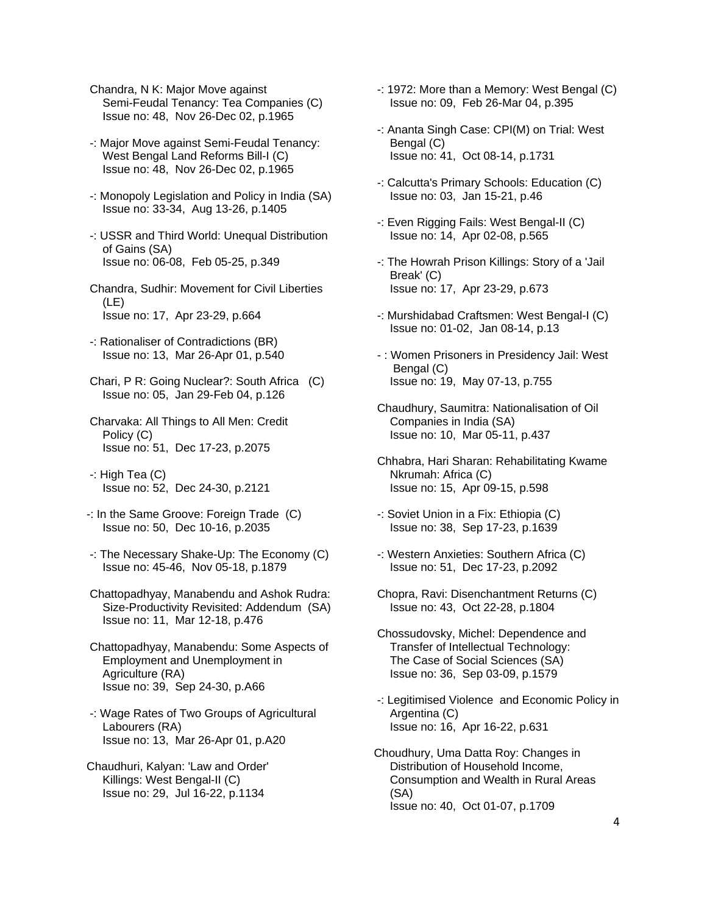Chandra, N K: Major Move against Semi-Feudal Tenancy: Tea Companies (C)
Issue no: 48, Nov 26-Dec 02, p.1965

-: Major Move against Semi-Feudal Tenancy: West Bengal Land Reforms Bill-I (C)
Issue no: 48, Nov 26-Dec 02, p.1965

-: Monopoly Legislation and Policy in India (SA)
Issue no: 33-34, Aug 13-26, p.1405

-: USSR and Third World: Unequal Distribution of Gains (SA)
Issue no: 06-08, Feb 05-25, p.349

Chandra, Sudhir: Movement for Civil Liberties (LE)
Issue no: 17, Apr 23-29, p.664

-: Rationaliser of Contradictions (BR)
Issue no: 13, Mar 26-Apr 01, p.540

Chari, P R: Going Nuclear?: South Africa (C)
Issue no: 05, Jan 29-Feb 04, p.126

Charvaka: All Things to All Men: Credit Policy (C)
Issue no: 51, Dec 17-23, p.2075

-: High Tea (C)
Issue no: 52, Dec 24-30, p.2121

-: In the Same Groove: Foreign Trade (C)
Issue no: 50, Dec 10-16, p.2035

-: The Necessary Shake-Up: The Economy (C)
Issue no: 45-46, Nov 05-18, p.1879

Chattopadhyay, Manabendu and Ashok Rudra: Size-Productivity Revisited: Addendum (SA)
Issue no: 11, Mar 12-18, p.476

Chattopadhyay, Manabendu: Some Aspects of Employment and Unemployment in Agriculture (RA)
Issue no: 39, Sep 24-30, p.A66

-: Wage Rates of Two Groups of Agricultural Labourers (RA)
Issue no: 13, Mar 26-Apr 01, p.A20

Chaudhuri, Kalyan: 'Law and Order' Killings: West Bengal-II (C)
Issue no: 29, Jul 16-22, p.1134

-: 1972: More than a Memory: West Bengal (C)
Issue no: 09, Feb 26-Mar 04, p.395

-: Ananta Singh Case: CPI(M) on Trial: West Bengal (C)
Issue no: 41, Oct 08-14, p.1731

-: Calcutta's Primary Schools: Education (C)
Issue no: 03, Jan 15-21, p.46

-: Even Rigging Fails: West Bengal-II (C)
Issue no: 14, Apr 02-08, p.565

-: The Howrah Prison Killings: Story of a 'Jail Break' (C)
Issue no: 17, Apr 23-29, p.673

-: Murshidabad Craftsmen: West Bengal-I (C)
Issue no: 01-02, Jan 08-14, p.13

- : Women Prisoners in Presidency Jail: West Bengal (C)
Issue no: 19, May 07-13, p.755

Chaudhury, Saumitra: Nationalisation of Oil Companies in India (SA)
Issue no: 10, Mar 05-11, p.437

Chhabra, Hari Sharan: Rehabilitating Kwame Nkrumah: Africa (C)
Issue no: 15, Apr 09-15, p.598

-: Soviet Union in a Fix: Ethiopia (C)
Issue no: 38, Sep 17-23, p.1639

-: Western Anxieties: Southern Africa (C)
Issue no: 51, Dec 17-23, p.2092

Chopra, Ravi: Disenchantment Returns (C)
Issue no: 43, Oct 22-28, p.1804

Chossudovsky, Michel: Dependence and Transfer of Intellectual Technology: The Case of Social Sciences (SA)
Issue no: 36, Sep 03-09, p.1579

-: Legitimised Violence and Economic Policy in Argentina (C)
Issue no: 16, Apr 16-22, p.631

Choudhury, Uma Datta Roy: Changes in Distribution of Household Income, Consumption and Wealth in Rural Areas (SA)
Issue no: 40, Oct 01-07, p.1709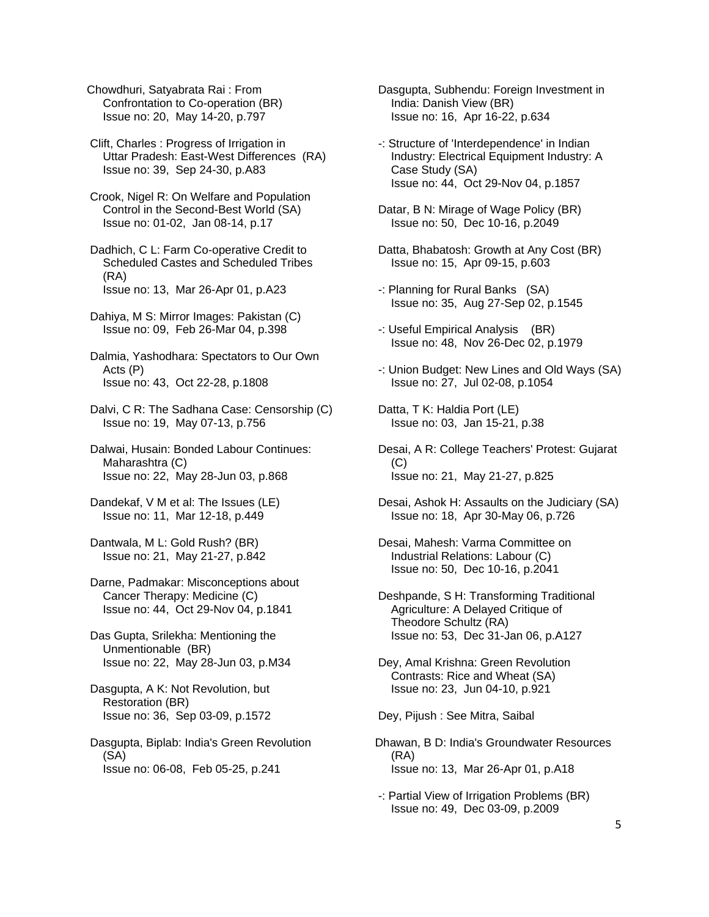Chowdhuri, Satyabrata Rai : From Confrontation to Co-operation (BR)
Issue no: 20, May 14-20, p.797

Clift, Charles : Progress of Irrigation in Uttar Pradesh: East-West Differences (RA)
Issue no: 39, Sep 24-30, p.A83

Crook, Nigel R: On Welfare and Population Control in the Second-Best World (SA)
Issue no: 01-02, Jan 08-14, p.17

Dadhich, C L: Farm Co-operative Credit to Scheduled Castes and Scheduled Tribes (RA)
Issue no: 13, Mar 26-Apr 01, p.A23

Dahiya, M S: Mirror Images: Pakistan (C)
Issue no: 09, Feb 26-Mar 04, p.398

Dalmia, Yashodhara: Spectators to Our Own Acts (P)
Issue no: 43, Oct 22-28, p.1808

Dalvi, C R: The Sadhana Case: Censorship (C)
Issue no: 19, May 07-13, p.756

Dalwai, Husain: Bonded Labour Continues: Maharashtra (C)
Issue no: 22, May 28-Jun 03, p.868

Dandekaf, V M et al: The Issues (LE)
Issue no: 11, Mar 12-18, p.449

Dantwala, M L: Gold Rush? (BR)
Issue no: 21, May 21-27, p.842

Darne, Padmakar: Misconceptions about Cancer Therapy: Medicine (C)
Issue no: 44, Oct 29-Nov 04, p.1841

Das Gupta, Srilekha: Mentioning the Unmentionable (BR)
Issue no: 22, May 28-Jun 03, p.M34

Dasgupta, A K: Not Revolution, but Restoration (BR)
Issue no: 36, Sep 03-09, p.1572

Dasgupta, Biplab: India's Green Revolution (SA)
Issue no: 06-08, Feb 05-25, p.241

Dasgupta, Subhendu: Foreign Investment in India: Danish View (BR)
Issue no: 16, Apr 16-22, p.634

-: Structure of 'Interdependence' in Indian Industry: Electrical Equipment Industry: A Case Study (SA)
Issue no: 44, Oct 29-Nov 04, p.1857

Datar, B N: Mirage of Wage Policy (BR)
Issue no: 50, Dec 10-16, p.2049

Datta, Bhabatosh: Growth at Any Cost (BR)
Issue no: 15, Apr 09-15, p.603

-: Planning for Rural Banks (SA)
Issue no: 35, Aug 27-Sep 02, p.1545

-: Useful Empirical Analysis (BR)
Issue no: 48, Nov 26-Dec 02, p.1979

-: Union Budget: New Lines and Old Ways (SA)
Issue no: 27, Jul 02-08, p.1054

Datta, T K: Haldia Port (LE)
Issue no: 03, Jan 15-21, p.38

Desai, A R: College Teachers' Protest: Gujarat (C)
Issue no: 21, May 21-27, p.825

Desai, Ashok H: Assaults on the Judiciary (SA)
Issue no: 18, Apr 30-May 06, p.726

Desai, Mahesh: Varma Committee on Industrial Relations: Labour (C)
Issue no: 50, Dec 10-16, p.2041

Deshpande, S H: Transforming Traditional Agriculture: A Delayed Critique of Theodore Schultz (RA)
Issue no: 53, Dec 31-Jan 06, p.A127

Dey, Amal Krishna: Green Revolution Contrasts: Rice and Wheat (SA)
Issue no: 23, Jun 04-10, p.921

Dey, Pijush : See Mitra, Saibal

Dhawan, B D: India's Groundwater Resources (RA)
Issue no: 13, Mar 26-Apr 01, p.A18

-: Partial View of Irrigation Problems (BR)
Issue no: 49, Dec 03-09, p.2009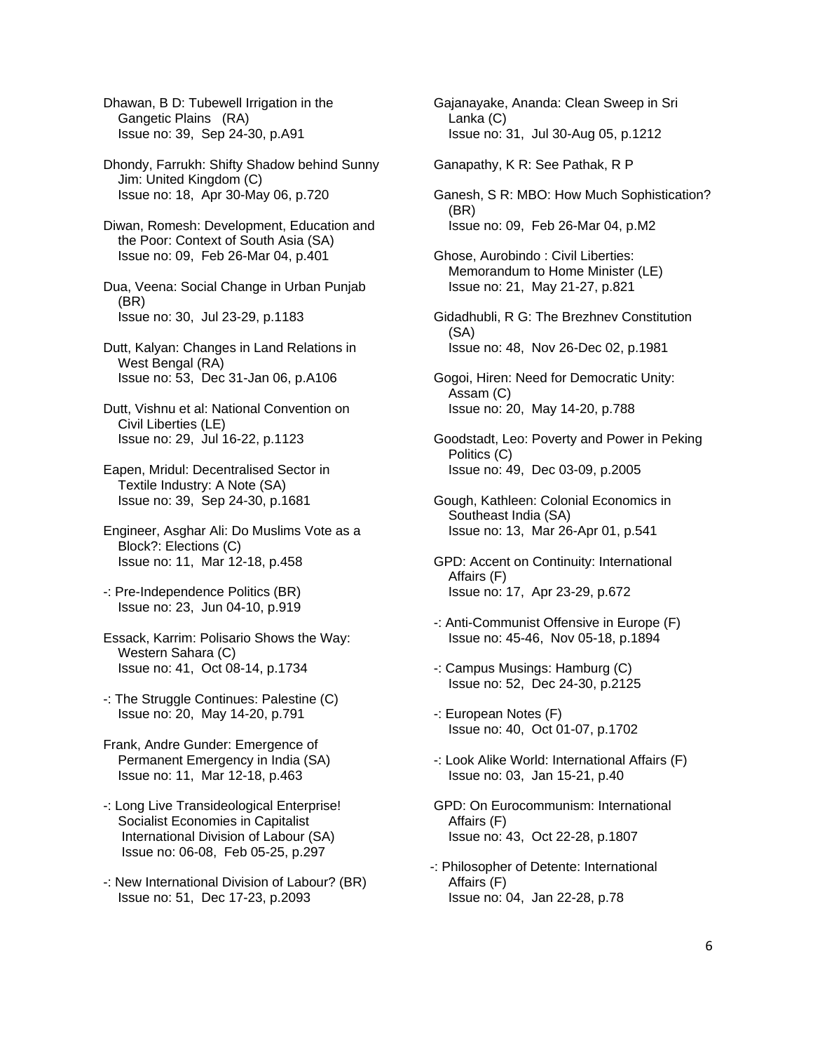Dhawan, B D: Tubewell Irrigation in the Gangetic Plains (RA)
Issue no: 39, Sep 24-30, p.A91

Dhondy, Farrukh: Shifty Shadow behind Sunny Jim: United Kingdom (C)
Issue no: 18, Apr 30-May 06, p.720

Diwan, Romesh: Development, Education and the Poor: Context of South Asia (SA)
Issue no: 09, Feb 26-Mar 04, p.401

Dua, Veena: Social Change in Urban Punjab (BR)
Issue no: 30, Jul 23-29, p.1183

Dutt, Kalyan: Changes in Land Relations in West Bengal (RA)
Issue no: 53, Dec 31-Jan 06, p.A106

Dutt, Vishnu et al: National Convention on Civil Liberties (LE)
Issue no: 29, Jul 16-22, p.1123

Eapen, Mridul: Decentralised Sector in Textile Industry: A Note (SA)
Issue no: 39, Sep 24-30, p.1681

Engineer, Asghar Ali: Do Muslims Vote as a Block?: Elections (C)
Issue no: 11, Mar 12-18, p.458

-: Pre-Independence Politics (BR)
Issue no: 23, Jun 04-10, p.919

Essack, Karrim: Polisario Shows the Way: Western Sahara (C)
Issue no: 41, Oct 08-14, p.1734

-: The Struggle Continues: Palestine (C)
Issue no: 20, May 14-20, p.791

Frank, Andre Gunder: Emergence of Permanent Emergency in India (SA)
Issue no: 11, Mar 12-18, p.463

-: Long Live Transideological Enterprise! Socialist Economies in Capitalist International Division of Labour (SA)
Issue no: 06-08, Feb 05-25, p.297

-: New International Division of Labour? (BR)
Issue no: 51, Dec 17-23, p.2093

Gajanayake, Ananda: Clean Sweep in Sri Lanka (C)
Issue no: 31, Jul 30-Aug 05, p.1212

Ganapathy, K R: See Pathak, R P

Ganesh, S R: MBO: How Much Sophistication? (BR)
Issue no: 09, Feb 26-Mar 04, p.M2

Ghose, Aurobindo : Civil Liberties: Memorandum to Home Minister (LE)
Issue no: 21, May 21-27, p.821

Gidadhubli, R G: The Brezhnev Constitution (SA)
Issue no: 48, Nov 26-Dec 02, p.1981

Gogoi, Hiren: Need for Democratic Unity: Assam (C)
Issue no: 20, May 14-20, p.788

Goodstadt, Leo: Poverty and Power in Peking Politics (C)
Issue no: 49, Dec 03-09, p.2005

Gough, Kathleen: Colonial Economics in Southeast India (SA)
Issue no: 13, Mar 26-Apr 01, p.541

GPD: Accent on Continuity: International Affairs (F)
Issue no: 17, Apr 23-29, p.672

-: Anti-Communist Offensive in Europe (F)
Issue no: 45-46, Nov 05-18, p.1894

-: Campus Musings: Hamburg (C)
Issue no: 52, Dec 24-30, p.2125

-: European Notes (F)
Issue no: 40, Oct 01-07, p.1702

-: Look Alike World: International Affairs (F)
Issue no: 03, Jan 15-21, p.40

GPD: On Eurocommunism: International Affairs (F)
Issue no: 43, Oct 22-28, p.1807

-: Philosopher of Detente: International Affairs (F)
Issue no: 04, Jan 22-28, p.78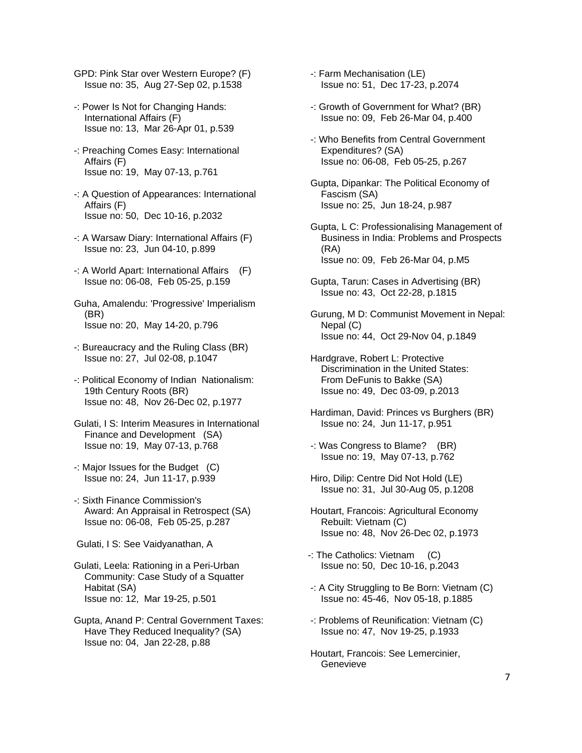GPD: Pink Star over Western Europe? (F)
Issue no: 35, Aug 27-Sep 02, p.1538

-: Power Is Not for Changing Hands: International Affairs (F)
Issue no: 13, Mar 26-Apr 01, p.539

-: Preaching Comes Easy: International Affairs (F)
Issue no: 19, May 07-13, p.761

-: A Question of Appearances: International Affairs (F)
Issue no: 50, Dec 10-16, p.2032

-: A Warsaw Diary: International Affairs (F)
Issue no: 23, Jun 04-10, p.899

-: A World Apart: International Affairs (F)
Issue no: 06-08, Feb 05-25, p.159

Guha, Amalendu: 'Progressive' Imperialism (BR)
Issue no: 20, May 14-20, p.796

-: Bureaucracy and the Ruling Class (BR)
Issue no: 27, Jul 02-08, p.1047

-: Political Economy of Indian Nationalism: 19th Century Roots (BR)
Issue no: 48, Nov 26-Dec 02, p.1977

Gulati, I S: Interim Measures in International Finance and Development (SA)
Issue no: 19, May 07-13, p.768

-: Major Issues for the Budget (C)
Issue no: 24, Jun 11-17, p.939

-: Sixth Finance Commission's Award: An Appraisal in Retrospect (SA)
Issue no: 06-08, Feb 05-25, p.287

Gulati, I S: See Vaidyanathan, A

Gulati, Leela: Rationing in a Peri-Urban Community: Case Study of a Squatter Habitat (SA)
Issue no: 12, Mar 19-25, p.501

Gupta, Anand P: Central Government Taxes: Have They Reduced Inequality? (SA)
Issue no: 04, Jan 22-28, p.88

-: Farm Mechanisation (LE)
Issue no: 51, Dec 17-23, p.2074

-: Growth of Government for What? (BR)
Issue no: 09, Feb 26-Mar 04, p.400

-: Who Benefits from Central Government Expenditures? (SA)
Issue no: 06-08, Feb 05-25, p.267

Gupta, Dipankar: The Political Economy of Fascism (SA)
Issue no: 25, Jun 18-24, p.987

Gupta, L C: Professionalising Management of Business in India: Problems and Prospects (RA)
Issue no: 09, Feb 26-Mar 04, p.M5

Gupta, Tarun: Cases in Advertising (BR)
Issue no: 43, Oct 22-28, p.1815

Gurung, M D: Communist Movement in Nepal: Nepal (C)
Issue no: 44, Oct 29-Nov 04, p.1849

Hardgrave, Robert L: Protective Discrimination in the United States: From DeFunis to Bakke (SA)
Issue no: 49, Dec 03-09, p.2013

Hardiman, David: Princes vs Burghers (BR)
Issue no: 24, Jun 11-17, p.951

-: Was Congress to Blame? (BR)
Issue no: 19, May 07-13, p.762

Hiro, Dilip: Centre Did Not Hold (LE)
Issue no: 31, Jul 30-Aug 05, p.1208

Houtart, Francois: Agricultural Economy Rebuilt: Vietnam (C)
Issue no: 48, Nov 26-Dec 02, p.1973

-: The Catholics: Vietnam (C)
Issue no: 50, Dec 10-16, p.2043

-: A City Struggling to Be Born: Vietnam (C)
Issue no: 45-46, Nov 05-18, p.1885

-: Problems of Reunification: Vietnam (C)
Issue no: 47, Nov 19-25, p.1933

Houtart, Francois: See Lemercinier, Genevieve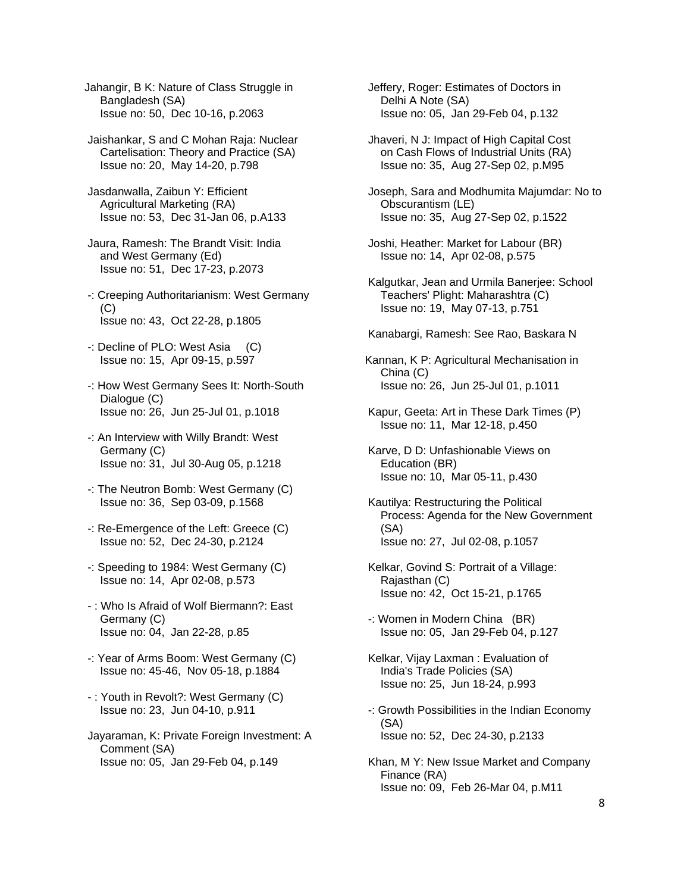Jahangir, B K: Nature of Class Struggle in Bangladesh (SA)
Issue no: 50, Dec 10-16, p.2063

Jaishankar, S and C Mohan Raja: Nuclear Cartelisation: Theory and Practice (SA)
Issue no: 20, May 14-20, p.798

Jasdanwalla, Zaibun Y: Efficient Agricultural Marketing (RA)
Issue no: 53, Dec 31-Jan 06, p.A133

Jaura, Ramesh: The Brandt Visit: India and West Germany (Ed)
Issue no: 51, Dec 17-23, p.2073

-: Creeping Authoritarianism: West Germany (C)
Issue no: 43, Oct 22-28, p.1805

-: Decline of PLO: West Asia (C)
Issue no: 15, Apr 09-15, p.597

-: How West Germany Sees It: North-South Dialogue (C)
Issue no: 26, Jun 25-Jul 01, p.1018

-: An Interview with Willy Brandt: West Germany (C)
Issue no: 31, Jul 30-Aug 05, p.1218

-: The Neutron Bomb: West Germany (C)
Issue no: 36, Sep 03-09, p.1568

-: Re-Emergence of the Left: Greece (C)
Issue no: 52, Dec 24-30, p.2124

-: Speeding to 1984: West Germany (C)
Issue no: 14, Apr 02-08, p.573

- : Who Is Afraid of Wolf Biermann?: East Germany (C)
Issue no: 04, Jan 22-28, p.85

-: Year of Arms Boom: West Germany (C)
Issue no: 45-46, Nov 05-18, p.1884

- : Youth in Revolt?: West Germany (C)
Issue no: 23, Jun 04-10, p.911

Jayaraman, K: Private Foreign Investment: A Comment (SA)
Issue no: 05, Jan 29-Feb 04, p.149

Jeffery, Roger: Estimates of Doctors in Delhi A Note (SA)
Issue no: 05, Jan 29-Feb 04, p.132

Jhaveri, N J: Impact of High Capital Cost on Cash Flows of Industrial Units (RA)
Issue no: 35, Aug 27-Sep 02, p.M95

Joseph, Sara and Modhumita Majumdar: No to Obscurantism (LE)
Issue no: 35, Aug 27-Sep 02, p.1522

Joshi, Heather: Market for Labour (BR)
Issue no: 14, Apr 02-08, p.575

Kalgutkar, Jean and Urmila Banerjee: School Teachers' Plight: Maharashtra (C)
Issue no: 19, May 07-13, p.751

Kanabargi, Ramesh: See Rao, Baskara N

Kannan, K P: Agricultural Mechanisation in China (C)
Issue no: 26, Jun 25-Jul 01, p.1011

Kapur, Geeta: Art in These Dark Times (P)
Issue no: 11, Mar 12-18, p.450

Karve, D D: Unfashionable Views on Education (BR)
Issue no: 10, Mar 05-11, p.430

Kautilya: Restructuring the Political Process: Agenda for the New Government (SA)
Issue no: 27, Jul 02-08, p.1057

Kelkar, Govind S: Portrait of a Village: Rajasthan (C)
Issue no: 42, Oct 15-21, p.1765

-: Women in Modern China (BR)
Issue no: 05, Jan 29-Feb 04, p.127

Kelkar, Vijay Laxman : Evaluation of India's Trade Policies (SA)
Issue no: 25, Jun 18-24, p.993

-: Growth Possibilities in the Indian Economy (SA)
Issue no: 52, Dec 24-30, p.2133

Khan, M Y: New Issue Market and Company Finance (RA)
Issue no: 09, Feb 26-Mar 04, p.M11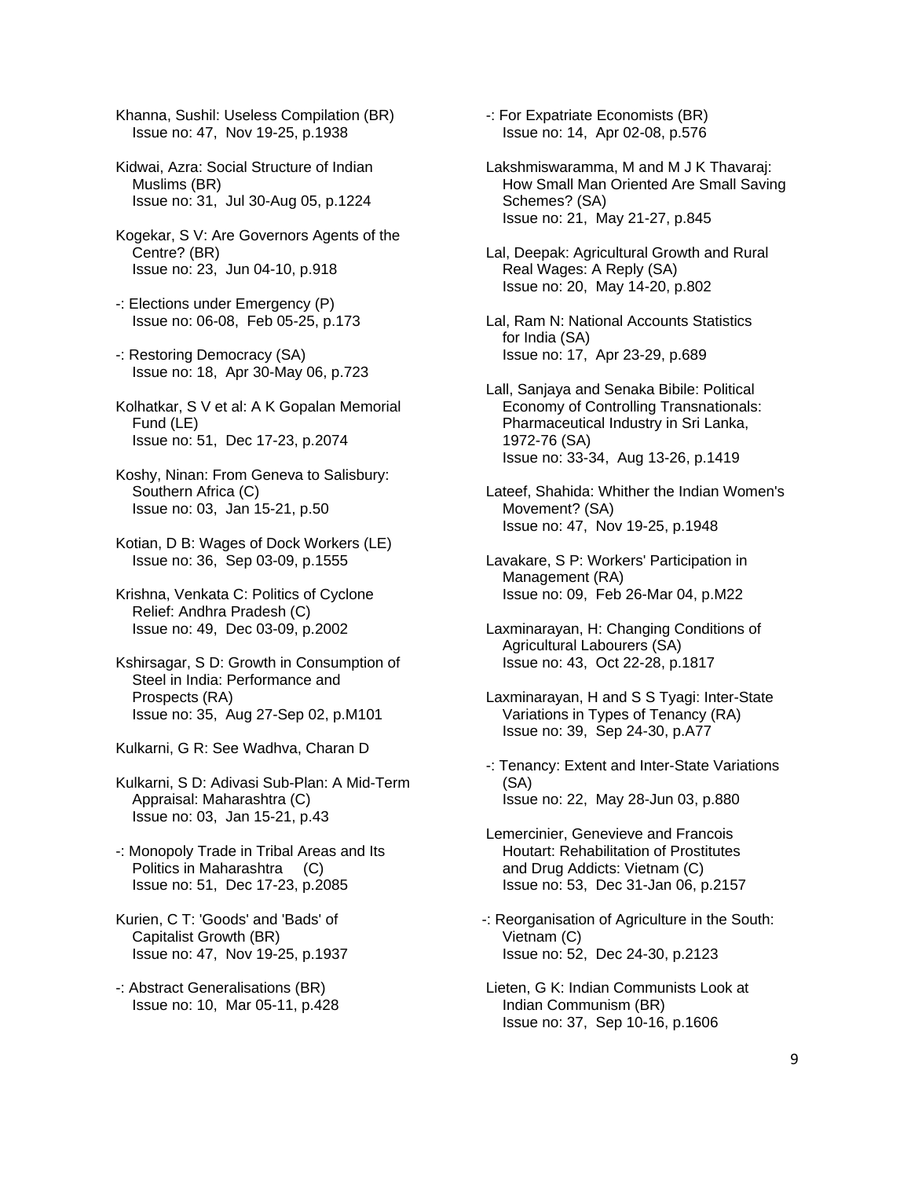Khanna, Sushil: Useless Compilation (BR)
Issue no: 47, Nov 19-25, p.1938

Kidwai, Azra: Social Structure of Indian Muslims (BR)
Issue no: 31, Jul 30-Aug 05, p.1224

Kogekar, S V: Are Governors Agents of the Centre? (BR)
Issue no: 23, Jun 04-10, p.918

-: Elections under Emergency (P)
Issue no: 06-08, Feb 05-25, p.173

-: Restoring Democracy (SA)
Issue no: 18, Apr 30-May 06, p.723

Kolhatkar, S V et al: A K Gopalan Memorial Fund (LE)
Issue no: 51, Dec 17-23, p.2074

Koshy, Ninan: From Geneva to Salisbury: Southern Africa (C)
Issue no: 03, Jan 15-21, p.50

Kotian, D B: Wages of Dock Workers (LE)
Issue no: 36, Sep 03-09, p.1555

Krishna, Venkata C: Politics of Cyclone Relief: Andhra Pradesh (C)
Issue no: 49, Dec 03-09, p.2002

Kshirsagar, S D: Growth in Consumption of Steel in India: Performance and Prospects (RA)
Issue no: 35, Aug 27-Sep 02, p.M101

Kulkarni, G R: See Wadhva, Charan D

Kulkarni, S D: Adivasi Sub-Plan: A Mid-Term Appraisal: Maharashtra (C)
Issue no: 03, Jan 15-21, p.43

-: Monopoly Trade in Tribal Areas and Its Politics in Maharashtra (C)
Issue no: 51, Dec 17-23, p.2085

Kurien, C T: 'Goods' and 'Bads' of Capitalist Growth (BR)
Issue no: 47, Nov 19-25, p.1937

-: Abstract Generalisations (BR)
Issue no: 10, Mar 05-11, p.428

-: For Expatriate Economists (BR)
Issue no: 14, Apr 02-08, p.576

Lakshmiswaramma, M and M J K Thavaraj: How Small Man Oriented Are Small Saving Schemes? (SA)
Issue no: 21, May 21-27, p.845

Lal, Deepak: Agricultural Growth and Rural Real Wages: A Reply (SA)
Issue no: 20, May 14-20, p.802

Lal, Ram N: National Accounts Statistics for India (SA)
Issue no: 17, Apr 23-29, p.689

Lall, Sanjaya and Senaka Bibile: Political Economy of Controlling Transnationals: Pharmaceutical Industry in Sri Lanka, 1972-76 (SA)
Issue no: 33-34, Aug 13-26, p.1419

Lateef, Shahida: Whither the Indian Women's Movement? (SA)
Issue no: 47, Nov 19-25, p.1948

Lavakare, S P: Workers' Participation in Management (RA)
Issue no: 09, Feb 26-Mar 04, p.M22

Laxminarayan, H: Changing Conditions of Agricultural Labourers (SA)
Issue no: 43, Oct 22-28, p.1817

Laxminarayan, H and S S Tyagi: Inter-State Variations in Types of Tenancy (RA)
Issue no: 39, Sep 24-30, p.A77

-: Tenancy: Extent and Inter-State Variations (SA)
Issue no: 22, May 28-Jun 03, p.880

Lemercinier, Genevieve and Francois Houtart: Rehabilitation of Prostitutes and Drug Addicts: Vietnam (C)
Issue no: 53, Dec 31-Jan 06, p.2157

-: Reorganisation of Agriculture in the South: Vietnam (C)
Issue no: 52, Dec 24-30, p.2123

Lieten, G K: Indian Communists Look at Indian Communism (BR)
Issue no: 37, Sep 10-16, p.1606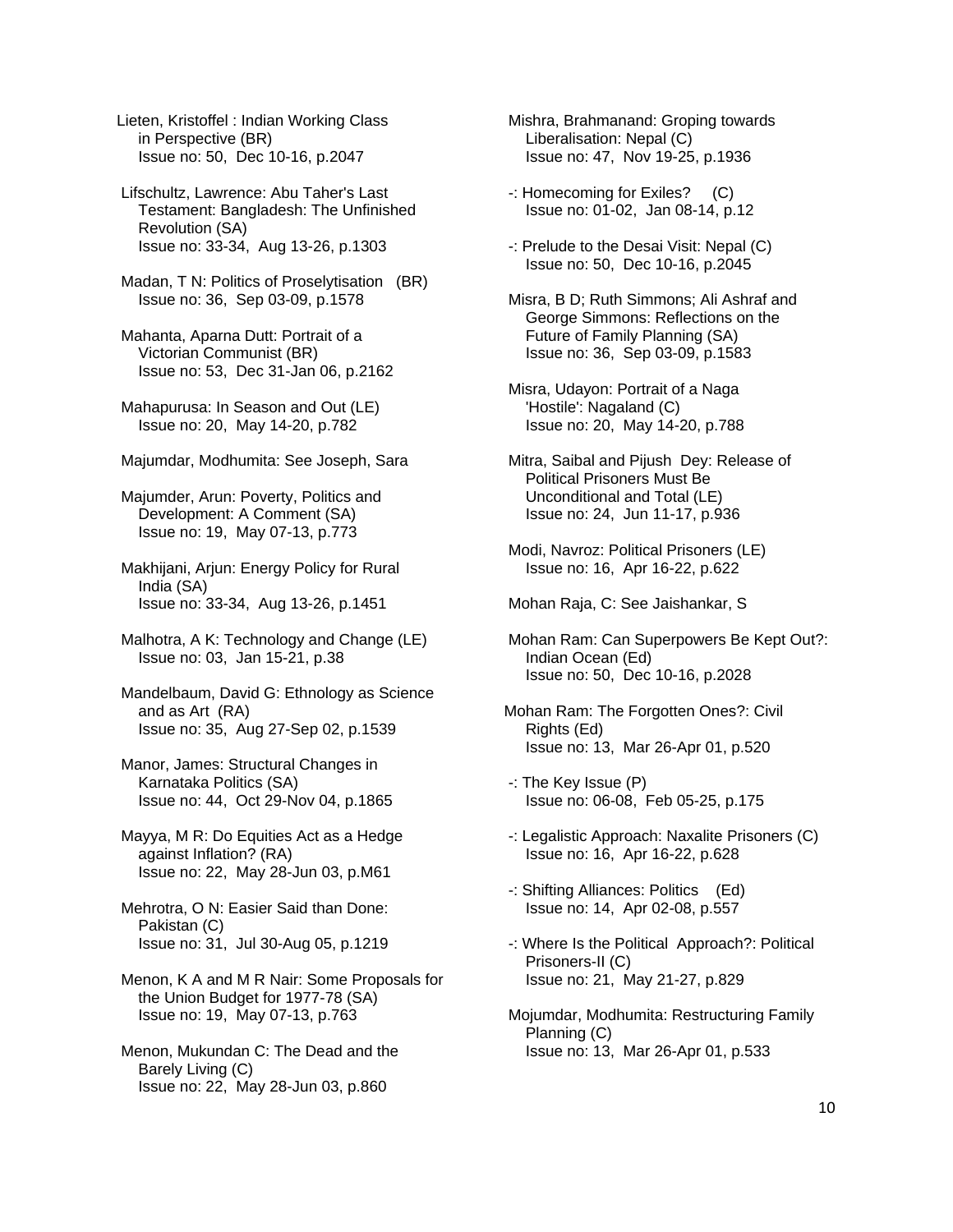Lieten, Kristoffel : Indian Working Class in Perspective (BR)
Issue no: 50, Dec 10-16, p.2047

Lifschultz, Lawrence: Abu Taher's Last Testament: Bangladesh: The Unfinished Revolution (SA)
Issue no: 33-34, Aug 13-26, p.1303

Madan, T N: Politics of Proselytisation (BR)
Issue no: 36, Sep 03-09, p.1578

Mahanta, Aparna Dutt: Portrait of a Victorian Communist (BR)
Issue no: 53, Dec 31-Jan 06, p.2162

Mahapurusa: In Season and Out (LE)
Issue no: 20, May 14-20, p.782

Majumdar, Modhumita: See Joseph, Sara

Majumder, Arun: Poverty, Politics and Development: A Comment (SA)
Issue no: 19, May 07-13, p.773

Makhijani, Arjun: Energy Policy for Rural India (SA)
Issue no: 33-34, Aug 13-26, p.1451

Malhotra, A K: Technology and Change (LE)
Issue no: 03, Jan 15-21, p.38

Mandelbaum, David G: Ethnology as Science and as Art (RA)
Issue no: 35, Aug 27-Sep 02, p.1539

Manor, James: Structural Changes in Karnataka Politics (SA)
Issue no: 44, Oct 29-Nov 04, p.1865

Mayya, M R: Do Equities Act as a Hedge against Inflation? (RA)
Issue no: 22, May 28-Jun 03, p.M61

Mehrotra, O N: Easier Said than Done: Pakistan (C)
Issue no: 31, Jul 30-Aug 05, p.1219

Menon, K A and M R Nair: Some Proposals for the Union Budget for 1977-78 (SA)
Issue no: 19, May 07-13, p.763

Menon, Mukundan C: The Dead and the Barely Living (C)
Issue no: 22, May 28-Jun 03, p.860

Mishra, Brahmanand: Groping towards Liberalisation: Nepal (C)
Issue no: 47, Nov 19-25, p.1936

-: Homecoming for Exiles? (C)
Issue no: 01-02, Jan 08-14, p.12

-: Prelude to the Desai Visit: Nepal (C)
Issue no: 50, Dec 10-16, p.2045

Misra, B D; Ruth Simmons; Ali Ashraf and George Simmons: Reflections on the Future of Family Planning (SA)
Issue no: 36, Sep 03-09, p.1583

Misra, Udayon: Portrait of a Naga 'Hostile': Nagaland (C)
Issue no: 20, May 14-20, p.788

Mitra, Saibal and Pijush Dey: Release of Political Prisoners Must Be Unconditional and Total (LE)
Issue no: 24, Jun 11-17, p.936

Modi, Navroz: Political Prisoners (LE)
Issue no: 16, Apr 16-22, p.622

Mohan Raja, C: See Jaishankar, S

Mohan Ram: Can Superpowers Be Kept Out?: Indian Ocean (Ed)
Issue no: 50, Dec 10-16, p.2028

Mohan Ram: The Forgotten Ones?: Civil Rights (Ed)
Issue no: 13, Mar 26-Apr 01, p.520

-: The Key Issue (P)
Issue no: 06-08, Feb 05-25, p.175

-: Legalistic Approach: Naxalite Prisoners (C)
Issue no: 16, Apr 16-22, p.628

-: Shifting Alliances: Politics (Ed)
Issue no: 14, Apr 02-08, p.557

-: Where Is the Political Approach?: Political Prisoners-II (C)
Issue no: 21, May 21-27, p.829

Mojumdar, Modhumita: Restructuring Family Planning (C)
Issue no: 13, Mar 26-Apr 01, p.533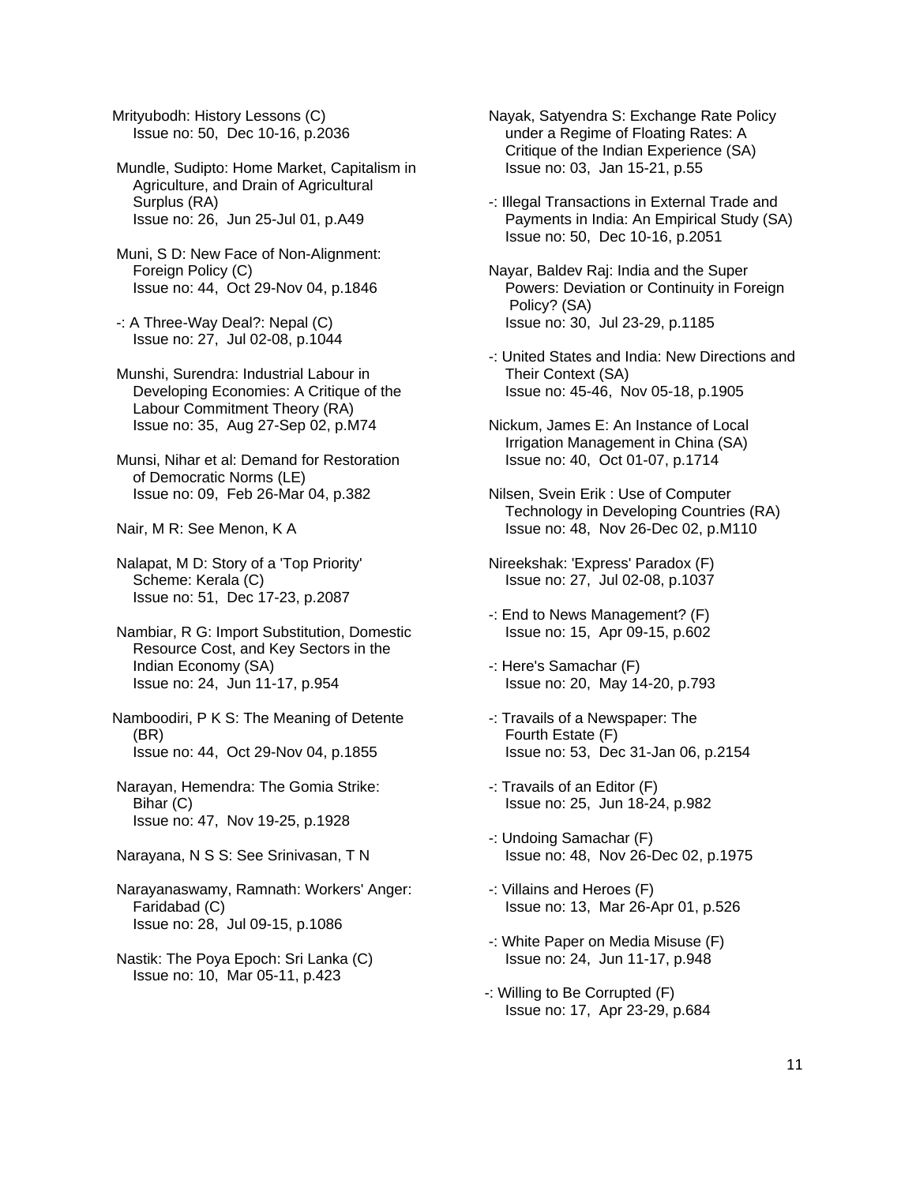Mrityubodh: History Lessons (C)
Issue no: 50, Dec 10-16, p.2036

Mundle, Sudipto: Home Market, Capitalism in Agriculture, and Drain of Agricultural Surplus (RA)
Issue no: 26, Jun 25-Jul 01, p.A49

Muni, S D: New Face of Non-Alignment: Foreign Policy (C)
Issue no: 44, Oct 29-Nov 04, p.1846

-: A Three-Way Deal?: Nepal (C)
Issue no: 27, Jul 02-08, p.1044

Munshi, Surendra: Industrial Labour in Developing Economies: A Critique of the Labour Commitment Theory (RA)
Issue no: 35, Aug 27-Sep 02, p.M74

Munsi, Nihar et al: Demand for Restoration of Democratic Norms (LE)
Issue no: 09, Feb 26-Mar 04, p.382

Nair, M R: See Menon, K A

Nalapat, M D: Story of a 'Top Priority' Scheme: Kerala (C)
Issue no: 51, Dec 17-23, p.2087

Nambiar, R G: Import Substitution, Domestic Resource Cost, and Key Sectors in the Indian Economy (SA)
Issue no: 24, Jun 11-17, p.954

Namboodiri, P K S: The Meaning of Detente (BR)
Issue no: 44, Oct 29-Nov 04, p.1855

Narayan, Hemendra: The Gomia Strike: Bihar (C)
Issue no: 47, Nov 19-25, p.1928

Narayana, N S S: See Srinivasan, T N

Narayanaswamy, Ramnath: Workers' Anger: Faridabad (C)
Issue no: 28, Jul 09-15, p.1086

Nastik: The Poya Epoch: Sri Lanka (C)
Issue no: 10, Mar 05-11, p.423

Nayak, Satyendra S: Exchange Rate Policy under a Regime of Floating Rates: A Critique of the Indian Experience (SA)
Issue no: 03, Jan 15-21, p.55

-: Illegal Transactions in External Trade and Payments in India: An Empirical Study (SA)
Issue no: 50, Dec 10-16, p.2051

Nayar, Baldev Raj: India and the Super Powers: Deviation or Continuity in Foreign Policy? (SA)
Issue no: 30, Jul 23-29, p.1185

-: United States and India: New Directions and Their Context (SA)
Issue no: 45-46, Nov 05-18, p.1905

Nickum, James E: An Instance of Local Irrigation Management in China (SA)
Issue no: 40, Oct 01-07, p.1714

Nilsen, Svein Erik : Use of Computer Technology in Developing Countries (RA)
Issue no: 48, Nov 26-Dec 02, p.M110

Nireekshak: 'Express' Paradox (F)
Issue no: 27, Jul 02-08, p.1037

-: End to News Management? (F)
Issue no: 15, Apr 09-15, p.602

-: Here's Samachar (F)
Issue no: 20, May 14-20, p.793

-: Travails of a Newspaper: The Fourth Estate (F)
Issue no: 53, Dec 31-Jan 06, p.2154

-: Travails of an Editor (F)
Issue no: 25, Jun 18-24, p.982

-: Undoing Samachar (F)
Issue no: 48, Nov 26-Dec 02, p.1975

-: Villains and Heroes (F)
Issue no: 13, Mar 26-Apr 01, p.526

-: White Paper on Media Misuse (F)
Issue no: 24, Jun 11-17, p.948

-: Willing to Be Corrupted (F)
Issue no: 17, Apr 23-29, p.684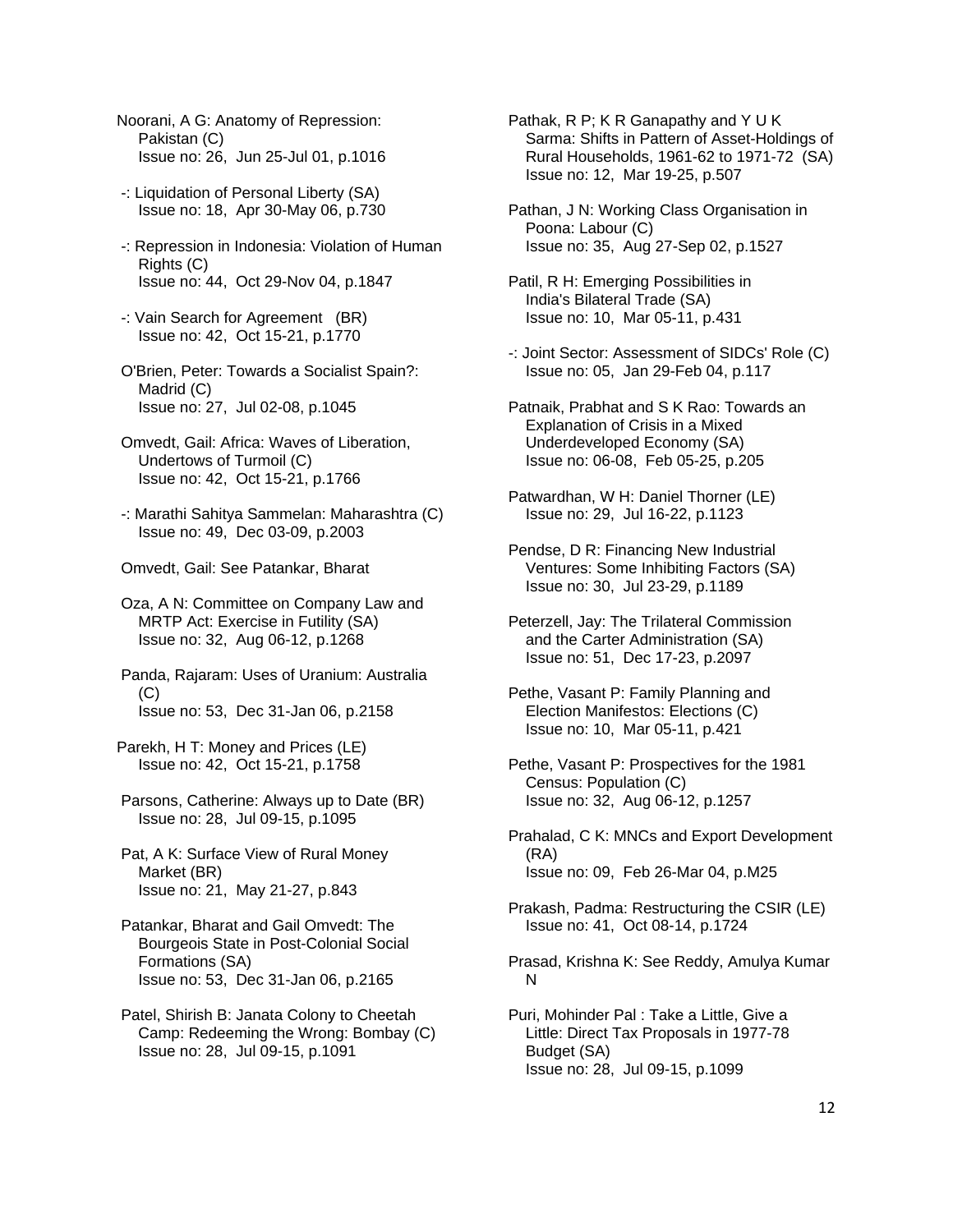Noorani, A G: Anatomy of Repression: Pakistan (C)
Issue no: 26, Jun 25-Jul 01, p.1016

-: Liquidation of Personal Liberty (SA)
Issue no: 18, Apr 30-May 06, p.730

-: Repression in Indonesia: Violation of Human Rights (C)
Issue no: 44, Oct 29-Nov 04, p.1847

-: Vain Search for Agreement (BR)
Issue no: 42, Oct 15-21, p.1770

O'Brien, Peter: Towards a Socialist Spain?: Madrid (C)
Issue no: 27, Jul 02-08, p.1045

Omvedt, Gail: Africa: Waves of Liberation, Undertows of Turmoil (C)
Issue no: 42, Oct 15-21, p.1766

-: Marathi Sahitya Sammelan: Maharashtra (C)
Issue no: 49, Dec 03-09, p.2003

Omvedt, Gail: See Patankar, Bharat

Oza, A N: Committee on Company Law and MRTP Act: Exercise in Futility (SA)
Issue no: 32, Aug 06-12, p.1268

Panda, Rajaram: Uses of Uranium: Australia (C)
Issue no: 53, Dec 31-Jan 06, p.2158

Parekh, H T: Money and Prices (LE)
Issue no: 42, Oct 15-21, p.1758

Parsons, Catherine: Always up to Date (BR)
Issue no: 28, Jul 09-15, p.1095

Pat, A K: Surface View of Rural Money Market (BR)
Issue no: 21, May 21-27, p.843

Patankar, Bharat and Gail Omvedt: The Bourgeois State in Post-Colonial Social Formations (SA)
Issue no: 53, Dec 31-Jan 06, p.2165

Patel, Shirish B: Janata Colony to Cheetah Camp: Redeeming the Wrong: Bombay (C)
Issue no: 28, Jul 09-15, p.1091

Pathak, R P; K R Ganapathy and Y U K Sarma: Shifts in Pattern of Asset-Holdings of Rural Households, 1961-62 to 1971-72 (SA)
Issue no: 12, Mar 19-25, p.507

Pathan, J N: Working Class Organisation in Poona: Labour (C)
Issue no: 35, Aug 27-Sep 02, p.1527

Patil, R H: Emerging Possibilities in India's Bilateral Trade (SA)
Issue no: 10, Mar 05-11, p.431

-: Joint Sector: Assessment of SIDCs' Role (C)
Issue no: 05, Jan 29-Feb 04, p.117

Patnaik, Prabhat and S K Rao: Towards an Explanation of Crisis in a Mixed Underdeveloped Economy (SA)
Issue no: 06-08, Feb 05-25, p.205

Patwardhan, W H: Daniel Thorner (LE)
Issue no: 29, Jul 16-22, p.1123

Pendse, D R: Financing New Industrial Ventures: Some Inhibiting Factors (SA)
Issue no: 30, Jul 23-29, p.1189

Peterzell, Jay: The Trilateral Commission and the Carter Administration (SA)
Issue no: 51, Dec 17-23, p.2097

Pethe, Vasant P: Family Planning and Election Manifestos: Elections (C)
Issue no: 10, Mar 05-11, p.421

Pethe, Vasant P: Prospectives for the 1981 Census: Population (C)
Issue no: 32, Aug 06-12, p.1257

Prahalad, C K: MNCs and Export Development (RA)
Issue no: 09, Feb 26-Mar 04, p.M25

Prakash, Padma: Restructuring the CSIR (LE)
Issue no: 41, Oct 08-14, p.1724

Prasad, Krishna K: See Reddy, Amulya Kumar N

Puri, Mohinder Pal : Take a Little, Give a Little: Direct Tax Proposals in 1977-78 Budget (SA)
Issue no: 28, Jul 09-15, p.1099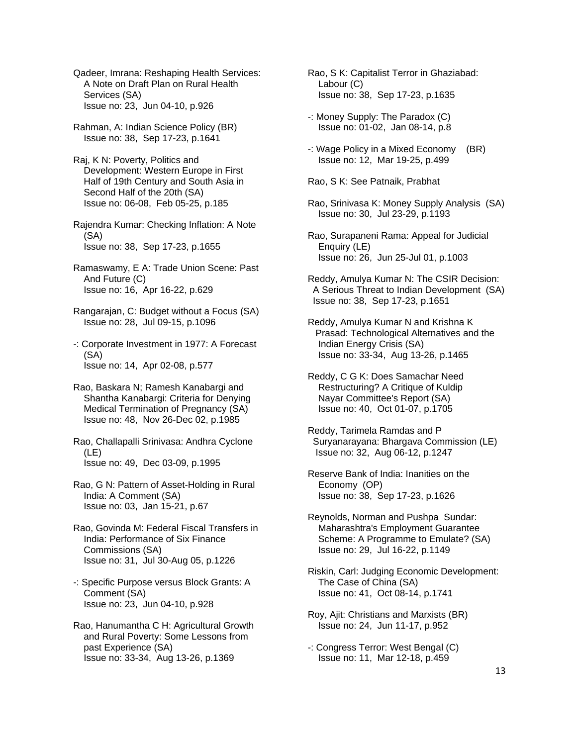Qadeer, Imrana: Reshaping Health Services: A Note on Draft Plan on Rural Health Services (SA)
Issue no: 23, Jun 04-10, p.926

Rahman, A: Indian Science Policy (BR)
Issue no: 38, Sep 17-23, p.1641

Raj, K N: Poverty, Politics and Development: Western Europe in First Half of 19th Century and South Asia in Second Half of the 20th (SA)
Issue no: 06-08, Feb 05-25, p.185

Rajendra Kumar: Checking Inflation: A Note (SA)
Issue no: 38, Sep 17-23, p.1655

Ramaswamy, E A: Trade Union Scene: Past And Future (C)
Issue no: 16, Apr 16-22, p.629

Rangarajan, C: Budget without a Focus (SA)
Issue no: 28, Jul 09-15, p.1096

-: Corporate Investment in 1977: A Forecast (SA)
Issue no: 14, Apr 02-08, p.577

Rao, Baskara N; Ramesh Kanabargi and Shantha Kanabargi: Criteria for Denying Medical Termination of Pregnancy (SA)
Issue no: 48, Nov 26-Dec 02, p.1985

Rao, Challapalli Srinivasa: Andhra Cyclone (LE)
Issue no: 49, Dec 03-09, p.1995

Rao, G N: Pattern of Asset-Holding in Rural India: A Comment (SA)
Issue no: 03, Jan 15-21, p.67

Rao, Govinda M: Federal Fiscal Transfers in India: Performance of Six Finance Commissions (SA)
Issue no: 31, Jul 30-Aug 05, p.1226

-: Specific Purpose versus Block Grants: A Comment (SA)
Issue no: 23, Jun 04-10, p.928

Rao, Hanumantha C H: Agricultural Growth and Rural Poverty: Some Lessons from past Experience (SA)
Issue no: 33-34, Aug 13-26, p.1369

Rao, S K: Capitalist Terror in Ghaziabad: Labour (C)
Issue no: 38, Sep 17-23, p.1635

-: Money Supply: The Paradox (C)
Issue no: 01-02, Jan 08-14, p.8

-: Wage Policy in a Mixed Economy (BR)
Issue no: 12, Mar 19-25, p.499

Rao, S K: See Patnaik, Prabhat

Rao, Srinivasa K: Money Supply Analysis (SA)
Issue no: 30, Jul 23-29, p.1193

Rao, Surapaneni Rama: Appeal for Judicial Enquiry (LE)
Issue no: 26, Jun 25-Jul 01, p.1003

Reddy, Amulya Kumar N: The CSIR Decision: A Serious Threat to Indian Development (SA)
Issue no: 38, Sep 17-23, p.1651

Reddy, Amulya Kumar N and Krishna K Prasad: Technological Alternatives and the Indian Energy Crisis (SA)
Issue no: 33-34, Aug 13-26, p.1465

Reddy, C G K: Does Samachar Need Restructuring? A Critique of Kuldip Nayar Committee's Report (SA)
Issue no: 40, Oct 01-07, p.1705

Reddy, Tarimela Ramdas and P Suryanarayana: Bhargava Commission (LE)
Issue no: 32, Aug 06-12, p.1247

Reserve Bank of India: Inanities on the Economy (OP)
Issue no: 38, Sep 17-23, p.1626

Reynolds, Norman and Pushpa Sundar: Maharashtra's Employment Guarantee Scheme: A Programme to Emulate? (SA)
Issue no: 29, Jul 16-22, p.1149

Riskin, Carl: Judging Economic Development: The Case of China (SA)
Issue no: 41, Oct 08-14, p.1741

Roy, Ajit: Christians and Marxists (BR)
Issue no: 24, Jun 11-17, p.952

-: Congress Terror: West Bengal (C)
Issue no: 11, Mar 12-18, p.459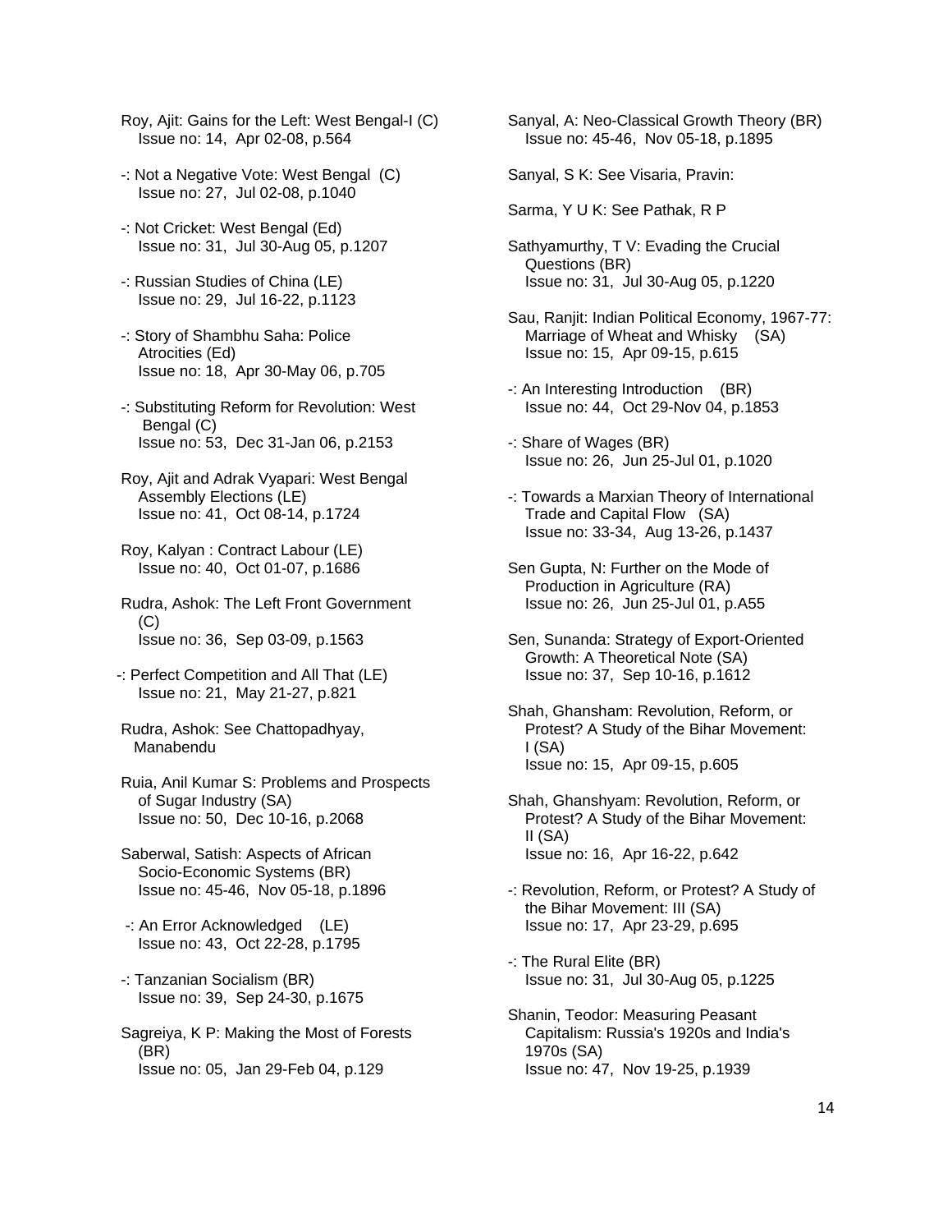Roy, Ajit: Gains for the Left: West Bengal-I (C)
Issue no: 14, Apr 02-08, p.564

-: Not a Negative Vote: West Bengal (C)
Issue no: 27, Jul 02-08, p.1040

-: Not Cricket: West Bengal (Ed)
Issue no: 31, Jul 30-Aug 05, p.1207

-: Russian Studies of China (LE)
Issue no: 29, Jul 16-22, p.1123

-: Story of Shambhu Saha: Police Atrocities (Ed)
Issue no: 18, Apr 30-May 06, p.705

-: Substituting Reform for Revolution: West Bengal (C)
Issue no: 53, Dec 31-Jan 06, p.2153

Roy, Ajit and Adrak Vyapari: West Bengal Assembly Elections (LE)
Issue no: 41, Oct 08-14, p.1724

Roy, Kalyan : Contract Labour (LE)
Issue no: 40, Oct 01-07, p.1686

Rudra, Ashok: The Left Front Government (C)
Issue no: 36, Sep 03-09, p.1563

-: Perfect Competition and All That (LE)
Issue no: 21, May 21-27, p.821

Rudra, Ashok: See Chattopadhyay, Manabendu

Ruia, Anil Kumar S: Problems and Prospects of Sugar Industry (SA)
Issue no: 50, Dec 10-16, p.2068

Saberwal, Satish: Aspects of African Socio-Economic Systems (BR)
Issue no: 45-46, Nov 05-18, p.1896

-: An Error Acknowledged (LE)
Issue no: 43, Oct 22-28, p.1795

-: Tanzanian Socialism (BR)
Issue no: 39, Sep 24-30, p.1675

Sagreiya, K P: Making the Most of Forests (BR)
Issue no: 05, Jan 29-Feb 04, p.129

Sanyal, A: Neo-Classical Growth Theory (BR)
Issue no: 45-46, Nov 05-18, p.1895

Sanyal, S K: See Visaria, Pravin:

Sarma, Y U K: See Pathak, R P

Sathyamurthy, T V: Evading the Crucial Questions (BR)
Issue no: 31, Jul 30-Aug 05, p.1220

Sau, Ranjit: Indian Political Economy, 1967-77: Marriage of Wheat and Whisky (SA)
Issue no: 15, Apr 09-15, p.615

-: An Interesting Introduction (BR)
Issue no: 44, Oct 29-Nov 04, p.1853

-: Share of Wages (BR)
Issue no: 26, Jun 25-Jul 01, p.1020

-: Towards a Marxian Theory of International Trade and Capital Flow (SA)
Issue no: 33-34, Aug 13-26, p.1437

Sen Gupta, N: Further on the Mode of Production in Agriculture (RA)
Issue no: 26, Jun 25-Jul 01, p.A55

Sen, Sunanda: Strategy of Export-Oriented Growth: A Theoretical Note (SA)
Issue no: 37, Sep 10-16, p.1612

Shah, Ghansham: Revolution, Reform, or Protest? A Study of the Bihar Movement: I (SA)
Issue no: 15, Apr 09-15, p.605

Shah, Ghanshyam: Revolution, Reform, or Protest? A Study of the Bihar Movement: II (SA)
Issue no: 16, Apr 16-22, p.642

-: Revolution, Reform, or Protest? A Study of the Bihar Movement: III (SA)
Issue no: 17, Apr 23-29, p.695

-: The Rural Elite (BR)
Issue no: 31, Jul 30-Aug 05, p.1225

Shanin, Teodor: Measuring Peasant Capitalism: Russia's 1920s and India's 1970s (SA)
Issue no: 47, Nov 19-25, p.1939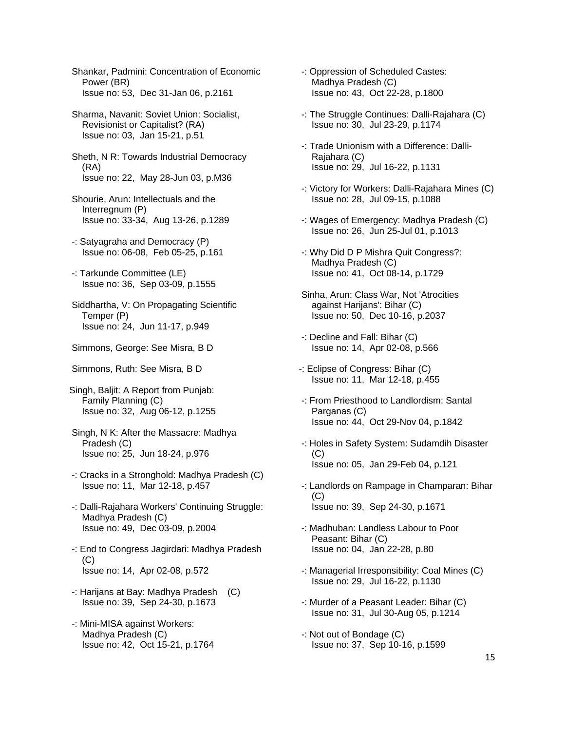Shankar, Padmini: Concentration of Economic Power (BR)
Issue no: 53, Dec 31-Jan 06, p.2161

Sharma, Navanit: Soviet Union: Socialist, Revisionist or Capitalist? (RA)
Issue no: 03, Jan 15-21, p.51

Sheth, N R: Towards Industrial Democracy (RA)
Issue no: 22, May 28-Jun 03, p.M36

Shourie, Arun: Intellectuals and the Interregnum (P)
Issue no: 33-34, Aug 13-26, p.1289

-: Satyagraha and Democracy (P)
Issue no: 06-08, Feb 05-25, p.161

-: Tarkunde Committee (LE)
Issue no: 36, Sep 03-09, p.1555

Siddhartha, V: On Propagating Scientific Temper (P)
Issue no: 24, Jun 11-17, p.949

Simmons, George: See Misra, B D

Simmons, Ruth: See Misra, B D

Singh, Baljit: A Report from Punjab: Family Planning (C)
Issue no: 32, Aug 06-12, p.1255

Singh, N K: After the Massacre: Madhya Pradesh (C)
Issue no: 25, Jun 18-24, p.976

-: Cracks in a Stronghold: Madhya Pradesh (C)
Issue no: 11, Mar 12-18, p.457

-: Dalli-Rajahara Workers' Continuing Struggle: Madhya Pradesh (C)
Issue no: 49, Dec 03-09, p.2004

-: End to Congress Jagirdari: Madhya Pradesh (C)
Issue no: 14, Apr 02-08, p.572

-: Harijans at Bay: Madhya Pradesh (C)
Issue no: 39, Sep 24-30, p.1673

-: Mini-MISA against Workers: Madhya Pradesh (C)
Issue no: 42, Oct 15-21, p.1764

-: Oppression of Scheduled Castes: Madhya Pradesh (C)
Issue no: 43, Oct 22-28, p.1800

-: The Struggle Continues: Dalli-Rajahara (C)
Issue no: 30, Jul 23-29, p.1174

-: Trade Unionism with a Difference: Dalli-Rajahara (C)
Issue no: 29, Jul 16-22, p.1131

-: Victory for Workers: Dalli-Rajahara Mines (C)
Issue no: 28, Jul 09-15, p.1088

-: Wages of Emergency: Madhya Pradesh (C)
Issue no: 26, Jun 25-Jul 01, p.1013

-: Why Did D P Mishra Quit Congress?: Madhya Pradesh (C)
Issue no: 41, Oct 08-14, p.1729

Sinha, Arun: Class War, Not 'Atrocities against Harijans': Bihar (C)
Issue no: 50, Dec 10-16, p.2037

-: Decline and Fall: Bihar (C)
Issue no: 14, Apr 02-08, p.566

-: Eclipse of Congress: Bihar (C)
Issue no: 11, Mar 12-18, p.455

-: From Priesthood to Landlordism: Santal Parganas (C)
Issue no: 44, Oct 29-Nov 04, p.1842

-: Holes in Safety System: Sudamdih Disaster (C)
Issue no: 05, Jan 29-Feb 04, p.121

-: Landlords on Rampage in Champaran: Bihar (C)
Issue no: 39, Sep 24-30, p.1671

-: Madhuban: Landless Labour to Poor Peasant: Bihar (C)
Issue no: 04, Jan 22-28, p.80

-: Managerial Irresponsibility: Coal Mines (C)
Issue no: 29, Jul 16-22, p.1130

-: Murder of a Peasant Leader: Bihar (C)
Issue no: 31, Jul 30-Aug 05, p.1214

-: Not out of Bondage (C)
Issue no: 37, Sep 10-16, p.1599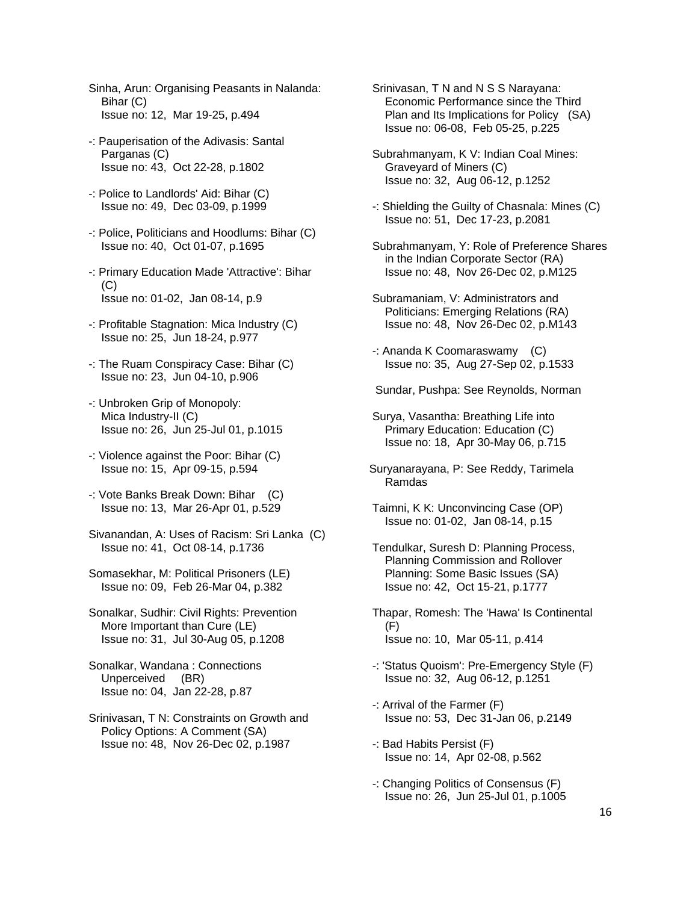Sinha, Arun: Organising Peasants in Nalanda: Bihar (C)
Issue no: 12, Mar 19-25, p.494

-: Pauperisation of the Adivasis: Santal Parganas (C)
Issue no: 43, Oct 22-28, p.1802

-: Police to Landlords' Aid: Bihar (C)
Issue no: 49, Dec 03-09, p.1999

-: Police, Politicians and Hoodlums: Bihar (C)
Issue no: 40, Oct 01-07, p.1695

-: Primary Education Made 'Attractive': Bihar (C)
Issue no: 01-02, Jan 08-14, p.9

-: Profitable Stagnation: Mica Industry (C)
Issue no: 25, Jun 18-24, p.977

-: The Ruam Conspiracy Case: Bihar (C)
Issue no: 23, Jun 04-10, p.906

-: Unbroken Grip of Monopoly: Mica Industry-II (C)
Issue no: 26, Jun 25-Jul 01, p.1015

-: Violence against the Poor: Bihar (C)
Issue no: 15, Apr 09-15, p.594

-: Vote Banks Break Down: Bihar (C)
Issue no: 13, Mar 26-Apr 01, p.529

Sivanandan, A: Uses of Racism: Sri Lanka (C)
Issue no: 41, Oct 08-14, p.1736

Somasekhar, M: Political Prisoners (LE)
Issue no: 09, Feb 26-Mar 04, p.382

Sonalkar, Sudhir: Civil Rights: Prevention More Important than Cure (LE)
Issue no: 31, Jul 30-Aug 05, p.1208

Sonalkar, Wandana : Connections Unperceived (BR)
Issue no: 04, Jan 22-28, p.87

Srinivasan, T N: Constraints on Growth and Policy Options: A Comment (SA)
Issue no: 48, Nov 26-Dec 02, p.1987

Srinivasan, T N and N S S Narayana: Economic Performance since the Third Plan and Its Implications for Policy (SA)
Issue no: 06-08, Feb 05-25, p.225

Subrahmanyam, K V: Indian Coal Mines: Graveyard of Miners (C)
Issue no: 32, Aug 06-12, p.1252

-: Shielding the Guilty of Chasnala: Mines (C)
Issue no: 51, Dec 17-23, p.2081

Subrahmanyam, Y: Role of Preference Shares in the Indian Corporate Sector (RA)
Issue no: 48, Nov 26-Dec 02, p.M125

Subramaniam, V: Administrators and Politicians: Emerging Relations (RA)
Issue no: 48, Nov 26-Dec 02, p.M143

-: Ananda K Coomaraswamy (C)
Issue no: 35, Aug 27-Sep 02, p.1533

Sundar, Pushpa: See Reynolds, Norman

Surya, Vasantha: Breathing Life into Primary Education: Education (C)
Issue no: 18, Apr 30-May 06, p.715

Suryanarayana, P: See Reddy, Tarimela Ramdas

Taimni, K K: Unconvincing Case (OP)
Issue no: 01-02, Jan 08-14, p.15

Tendulkar, Suresh D: Planning Process, Planning Commission and Rollover Planning: Some Basic Issues (SA)
Issue no: 42, Oct 15-21, p.1777

Thapar, Romesh: The 'Hawa' Is Continental (F)
Issue no: 10, Mar 05-11, p.414

-: 'Status Quoism': Pre-Emergency Style (F)
Issue no: 32, Aug 06-12, p.1251

-: Arrival of the Farmer (F)
Issue no: 53, Dec 31-Jan 06, p.2149

-: Bad Habits Persist (F)
Issue no: 14, Apr 02-08, p.562

-: Changing Politics of Consensus (F)
Issue no: 26, Jun 25-Jul 01, p.1005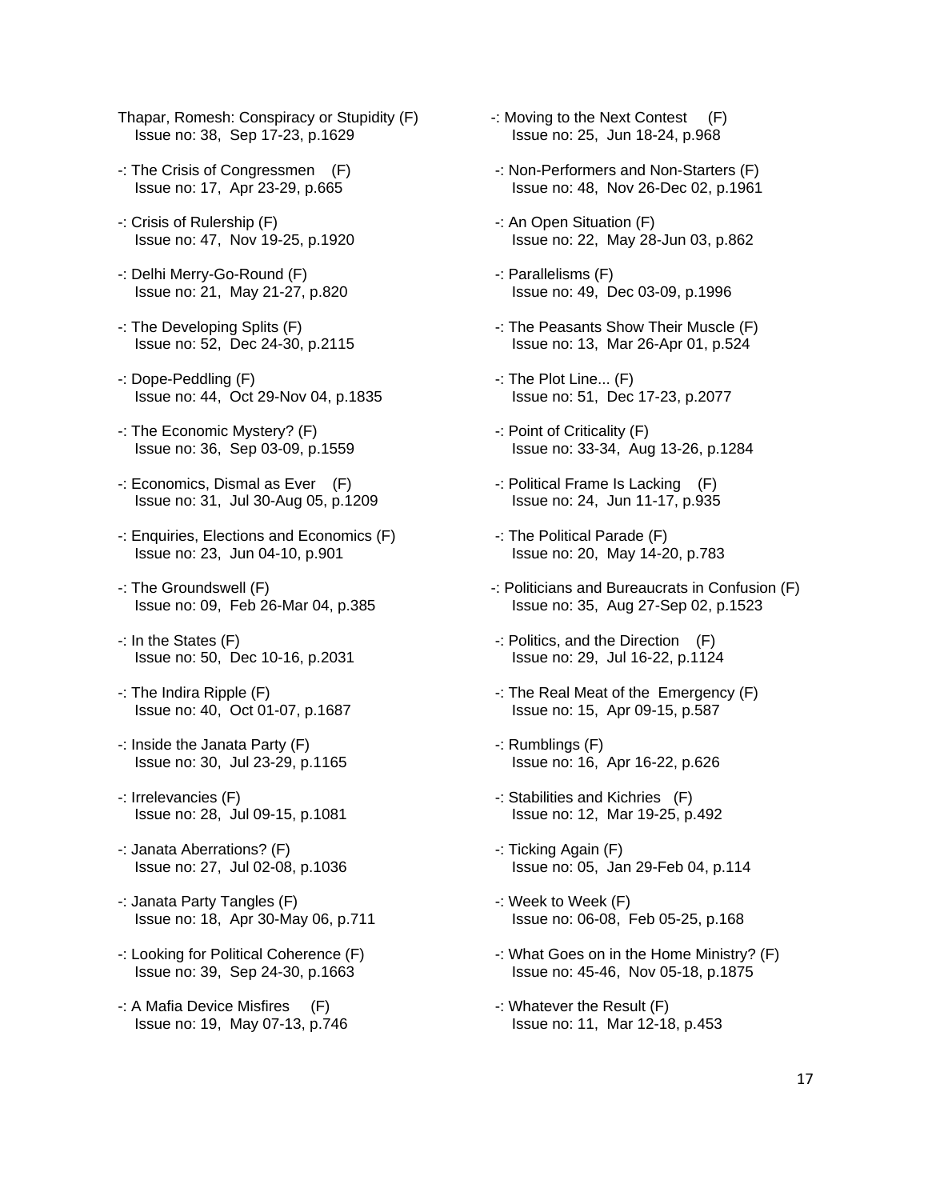Thapar, Romesh: Conspiracy or Stupidity (F)
Issue no: 38, Sep 17-23, p.1629

-: The Crisis of Congressmen (F)
Issue no: 17, Apr 23-29, p.665

-: Crisis of Rulership (F)
Issue no: 47, Nov 19-25, p.1920

-: Delhi Merry-Go-Round (F)
Issue no: 21, May 21-27, p.820

-: The Developing Splits (F)
Issue no: 52, Dec 24-30, p.2115

-: Dope-Peddling (F)
Issue no: 44, Oct 29-Nov 04, p.1835

-: The Economic Mystery? (F)
Issue no: 36, Sep 03-09, p.1559

-: Economics, Dismal as Ever (F)
Issue no: 31, Jul 30-Aug 05, p.1209

-: Enquiries, Elections and Economics (F)
Issue no: 23, Jun 04-10, p.901

-: The Groundswell (F)
Issue no: 09, Feb 26-Mar 04, p.385

-: In the States (F)
Issue no: 50, Dec 10-16, p.2031

-: The Indira Ripple (F)
Issue no: 40, Oct 01-07, p.1687

-: Inside the Janata Party (F)
Issue no: 30, Jul 23-29, p.1165

-: Irrelevancies (F)
Issue no: 28, Jul 09-15, p.1081

-: Janata Aberrations? (F)
Issue no: 27, Jul 02-08, p.1036

-: Janata Party Tangles (F)
Issue no: 18, Apr 30-May 06, p.711

-: Looking for Political Coherence (F)
Issue no: 39, Sep 24-30, p.1663

-: A Mafia Device Misfires (F)
Issue no: 19, May 07-13, p.746

-: Moving to the Next Contest (F)
Issue no: 25, Jun 18-24, p.968

-: Non-Performers and Non-Starters (F)
Issue no: 48, Nov 26-Dec 02, p.1961

-: An Open Situation (F)
Issue no: 22, May 28-Jun 03, p.862

-: Parallelisms (F)
Issue no: 49, Dec 03-09, p.1996

-: The Peasants Show Their Muscle (F)
Issue no: 13, Mar 26-Apr 01, p.524

-: The Plot Line... (F)
Issue no: 51, Dec 17-23, p.2077

-: Point of Criticality (F)
Issue no: 33-34, Aug 13-26, p.1284

-: Political Frame Is Lacking (F)
Issue no: 24, Jun 11-17, p.935

-: The Political Parade (F)
Issue no: 20, May 14-20, p.783

-: Politicians and Bureaucrats in Confusion (F)
Issue no: 35, Aug 27-Sep 02, p.1523

-: Politics, and the Direction (F)
Issue no: 29, Jul 16-22, p.1124

-: The Real Meat of the Emergency (F)
Issue no: 15, Apr 09-15, p.587

-: Rumblings (F)
Issue no: 16, Apr 16-22, p.626

-: Stabilities and Kichries (F)
Issue no: 12, Mar 19-25, p.492

-: Ticking Again (F)
Issue no: 05, Jan 29-Feb 04, p.114

-: Week to Week (F)
Issue no: 06-08, Feb 05-25, p.168

-: What Goes on in the Home Ministry? (F)
Issue no: 45-46, Nov 05-18, p.1875

-: Whatever the Result (F)
Issue no: 11, Mar 12-18, p.453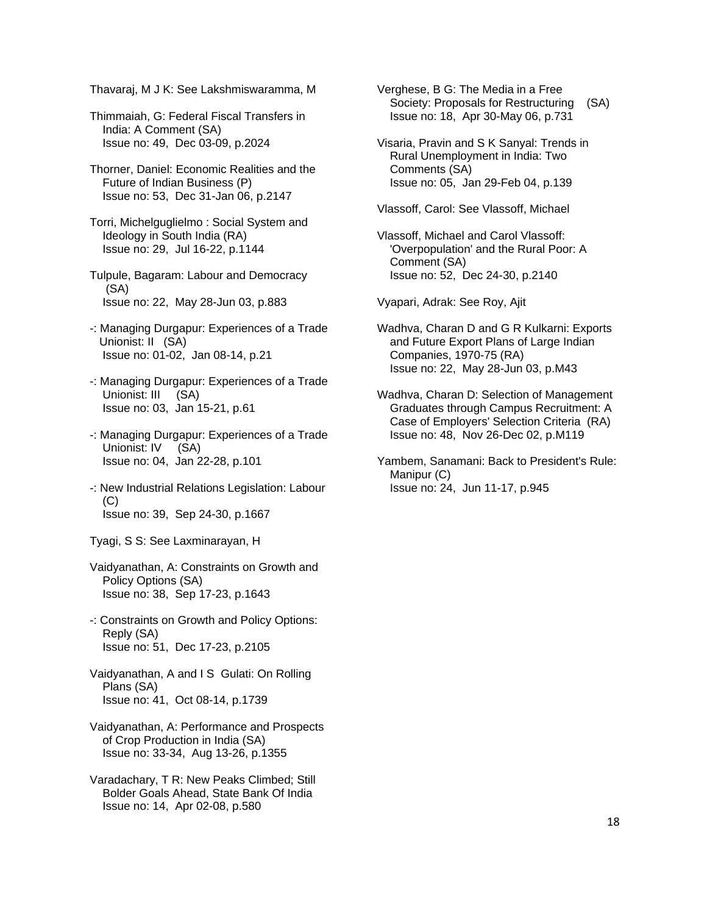Thavaraj, M J K: See Lakshmiswaramma, M

Thimmaiah, G: Federal Fiscal Transfers in India: A Comment (SA)
Issue no: 49, Dec 03-09, p.2024

Thorner, Daniel: Economic Realities and the Future of Indian Business (P)
Issue no: 53, Dec 31-Jan 06, p.2147

Torri, Michelguglielmo : Social System and Ideology in South India (RA)
Issue no: 29, Jul 16-22, p.1144

Tulpule, Bagaram: Labour and Democracy (SA)
Issue no: 22, May 28-Jun 03, p.883

-: Managing Durgapur: Experiences of a Trade Unionist: II (SA)
Issue no: 01-02, Jan 08-14, p.21

-: Managing Durgapur: Experiences of a Trade Unionist: III (SA)
Issue no: 03, Jan 15-21, p.61

-: Managing Durgapur: Experiences of a Trade Unionist: IV (SA)
Issue no: 04, Jan 22-28, p.101

-: New Industrial Relations Legislation: Labour (C)
Issue no: 39, Sep 24-30, p.1667

Tyagi, S S: See Laxminarayan, H

Vaidyanathan, A: Constraints on Growth and Policy Options (SA)
Issue no: 38, Sep 17-23, p.1643

-: Constraints on Growth and Policy Options: Reply (SA)
Issue no: 51, Dec 17-23, p.2105

Vaidyanathan, A and I S Gulati: On Rolling Plans (SA)
Issue no: 41, Oct 08-14, p.1739

Vaidyanathan, A: Performance and Prospects of Crop Production in India (SA)
Issue no: 33-34, Aug 13-26, p.1355

Varadachary, T R: New Peaks Climbed; Still Bolder Goals Ahead, State Bank Of India
Issue no: 14, Apr 02-08, p.580

Verghese, B G: The Media in a Free Society: Proposals for Restructuring (SA)
Issue no: 18, Apr 30-May 06, p.731

Visaria, Pravin and S K Sanyal: Trends in Rural Unemployment in India: Two Comments (SA)
Issue no: 05, Jan 29-Feb 04, p.139

Vlassoff, Carol: See Vlassoff, Michael

Vlassoff, Michael and Carol Vlassoff: 'Overpopulation' and the Rural Poor: A Comment (SA)
Issue no: 52, Dec 24-30, p.2140

Vyapari, Adrak: See Roy, Ajit

Wadhva, Charan D and G R Kulkarni: Exports and Future Export Plans of Large Indian Companies, 1970-75 (RA)
Issue no: 22, May 28-Jun 03, p.M43

Wadhva, Charan D: Selection of Management Graduates through Campus Recruitment: A Case of Employers' Selection Criteria (RA)
Issue no: 48, Nov 26-Dec 02, p.M119

Yambem, Sanamani: Back to President's Rule: Manipur (C)
Issue no: 24, Jun 11-17, p.945